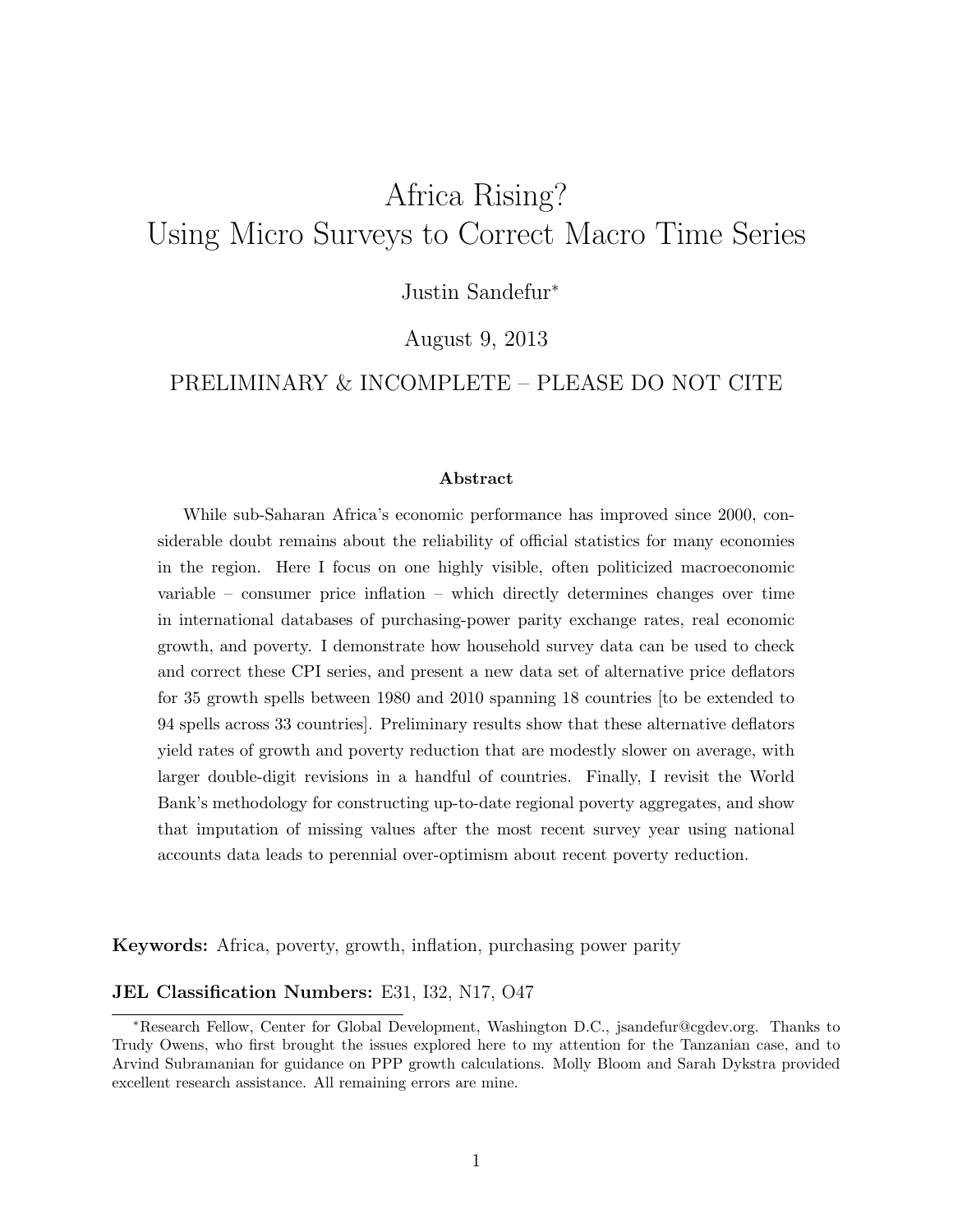# Africa Rising?
# Using Micro Surveys to Correct Macro Time Series

Justin Sandefur*

August 9, 2013

PRELIMINARY & INCOMPLETE – PLEASE DO NOT CITE

### Abstract

While sub-Saharan Africa's economic performance has improved since 2000, considerable doubt remains about the reliability of official statistics for many economies in the region. Here I focus on one highly visible, often politicized macroeconomic variable – consumer price inflation – which directly determines changes over time in international databases of purchasing-power parity exchange rates, real economic growth, and poverty. I demonstrate how household survey data can be used to check and correct these CPI series, and present a new data set of alternative price deflators for 35 growth spells between 1980 and 2010 spanning 18 countries [to be extended to 94 spells across 33 countries]. Preliminary results show that these alternative deflators yield rates of growth and poverty reduction that are modestly slower on average, with larger double-digit revisions in a handful of countries. Finally, I revisit the World Bank's methodology for constructing up-to-date regional poverty aggregates, and show that imputation of missing values after the most recent survey year using national accounts data leads to perennial over-optimism about recent poverty reduction.

**Keywords:** Africa, poverty, growth, inflation, purchasing power parity

**JEL Classification Numbers:** E31, I32, N17, O47

*Research Fellow, Center for Global Development, Washington D.C., jsandefur@cgdev.org. Thanks to Trudy Owens, who first brought the issues explored here to my attention for the Tanzanian case, and to Arvind Subramanian for guidance on PPP growth calculations. Molly Bloom and Sarah Dykstra provided excellent research assistance. All remaining errors are mine.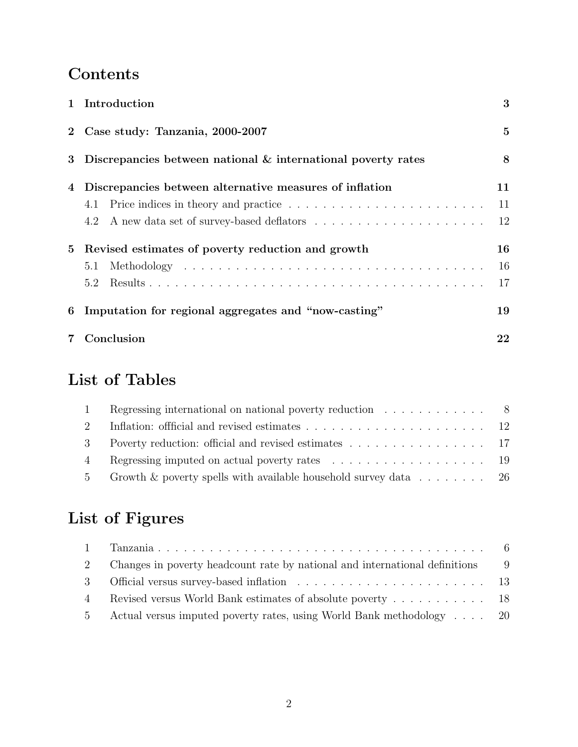# Contents

**1 Introduction** **3**

**2 Case study: Tanzania, 2000-2007** **5**

**3 Discrepancies between national & international poverty rates** **8**

**4 Discrepancies between alternative measures of inflation** **11**

4.1 Price indices in theory and practice . . . . . . . . . . . . . . . . . . . . . . . . 11

4.2 A new data set of survey-based deflators . . . . . . . . . . . . . . . . . . . . 12

**5 Revised estimates of poverty reduction and growth** **16**

5.1 Methodology . . . . . . . . . . . . . . . . . . . . . . . . . . . . . . . . . . . . . . 16

5.2 Results . . . . . . . . . . . . . . . . . . . . . . . . . . . . . . . . . . . . . . . . . 17

**6 Imputation for regional aggregates and "now-casting"** **19**

**7 Conclusion** **22**

# List of Tables

1 Regressing international on national poverty reduction . . . . . . . . . . . . 8

2 Inflation: offficial and revised estimates . . . . . . . . . . . . . . . . . . . . . 12

3 Poverty reduction: official and revised estimates . . . . . . . . . . . . . . . . 17

4 Regressing imputed on actual poverty rates . . . . . . . . . . . . . . . . . . . 19

5 Growth & poverty spells with available household survey data . . . . . . . . 26

# List of Figures

1 Tanzania . . . . . . . . . . . . . . . . . . . . . . . . . . . . . . . . . . . . . . . 6

2 Changes in poverty headcount rate by national and international definitions 9

3 Official versus survey-based inflation . . . . . . . . . . . . . . . . . . . . . . . 13

4 Revised versus World Bank estimates of absolute poverty . . . . . . . . . . . 18

5 Actual versus imputed poverty rates, using World Bank methodology . . . . 20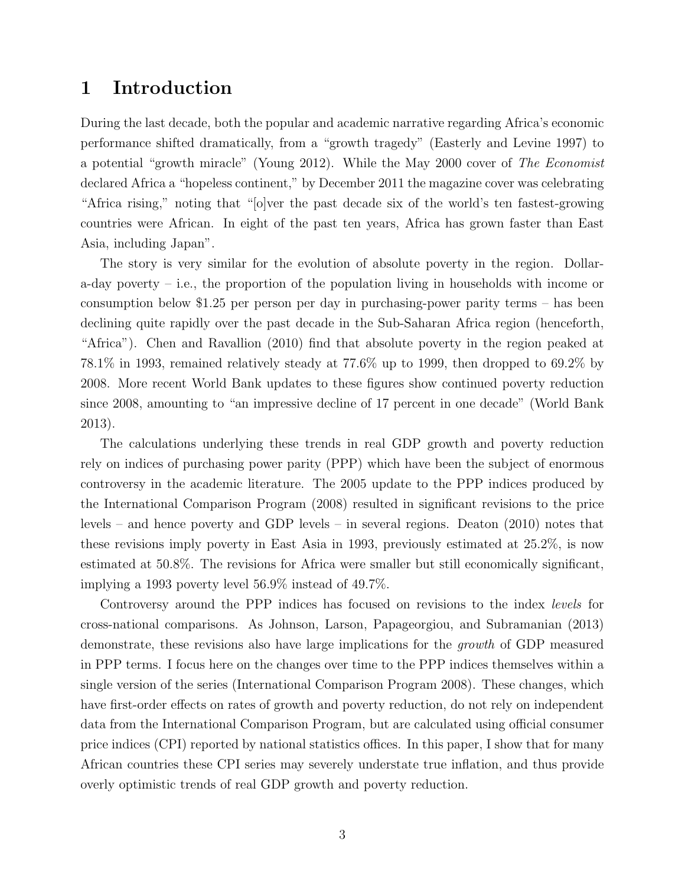# 1 Introduction

During the last decade, both the popular and academic narrative regarding Africa's economic performance shifted dramatically, from a "growth tragedy" (Easterly and Levine 1997) to a potential "growth miracle" (Young 2012). While the May 2000 cover of *The Economist* declared Africa a "hopeless continent," by December 2011 the magazine cover was celebrating "Africa rising," noting that "[o]ver the past decade six of the world's ten fastest-growing countries were African. In eight of the past ten years, Africa has grown faster than East Asia, including Japan".

The story is very similar for the evolution of absolute poverty in the region. Dollar-a-day poverty – i.e., the proportion of the population living in households with income or consumption below \$1.25 per person per day in purchasing-power parity terms – has been declining quite rapidly over the past decade in the Sub-Saharan Africa region (henceforth, "Africa"). Chen and Ravallion (2010) find that absolute poverty in the region peaked at 78.1% in 1993, remained relatively steady at 77.6% up to 1999, then dropped to 69.2% by 2008. More recent World Bank updates to these figures show continued poverty reduction since 2008, amounting to "an impressive decline of 17 percent in one decade" (World Bank 2013).

The calculations underlying these trends in real GDP growth and poverty reduction rely on indices of purchasing power parity (PPP) which have been the subject of enormous controversy in the academic literature. The 2005 update to the PPP indices produced by the International Comparison Program (2008) resulted in significant revisions to the price levels – and hence poverty and GDP levels – in several regions. Deaton (2010) notes that these revisions imply poverty in East Asia in 1993, previously estimated at 25.2%, is now estimated at 50.8%. The revisions for Africa were smaller but still economically significant, implying a 1993 poverty level 56.9% instead of 49.7%.

Controversy around the PPP indices has focused on revisions to the index *levels* for cross-national comparisons. As Johnson, Larson, Papageorgiou, and Subramanian (2013) demonstrate, these revisions also have large implications for the *growth* of GDP measured in PPP terms. I focus here on the changes over time to the PPP indices themselves within a single version of the series (International Comparison Program 2008). These changes, which have first-order effects on rates of growth and poverty reduction, do not rely on independent data from the International Comparison Program, but are calculated using official consumer price indices (CPI) reported by national statistics offices. In this paper, I show that for many African countries these CPI series may severely understate true inflation, and thus provide overly optimistic trends of real GDP growth and poverty reduction.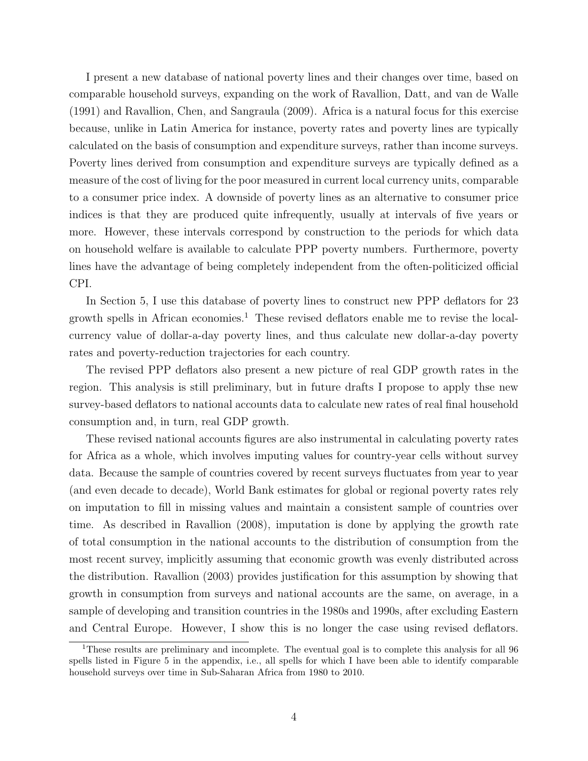I present a new database of national poverty lines and their changes over time, based on comparable household surveys, expanding on the work of Ravallion, Datt, and van de Walle (1991) and Ravallion, Chen, and Sangraula (2009). Africa is a natural focus for this exercise because, unlike in Latin America for instance, poverty rates and poverty lines are typically calculated on the basis of consumption and expenditure surveys, rather than income surveys. Poverty lines derived from consumption and expenditure surveys are typically defined as a measure of the cost of living for the poor measured in current local currency units, comparable to a consumer price index. A downside of poverty lines as an alternative to consumer price indices is that they are produced quite infrequently, usually at intervals of five years or more. However, these intervals correspond by construction to the periods for which data on household welfare is available to calculate PPP poverty numbers. Furthermore, poverty lines have the advantage of being completely independent from the often-politicized official CPI.

In Section 5, I use this database of poverty lines to construct new PPP deflators for 23 growth spells in African economies.[1] These revised deflators enable me to revise the local-currency value of dollar-a-day poverty lines, and thus calculate new dollar-a-day poverty rates and poverty-reduction trajectories for each country.

The revised PPP deflators also present a new picture of real GDP growth rates in the region. This analysis is still preliminary, but in future drafts I propose to apply thse new survey-based deflators to national accounts data to calculate new rates of real final household consumption and, in turn, real GDP growth.

These revised national accounts figures are also instrumental in calculating poverty rates for Africa as a whole, which involves imputing values for country-year cells without survey data. Because the sample of countries covered by recent surveys fluctuates from year to year (and even decade to decade), World Bank estimates for global or regional poverty rates rely on imputation to fill in missing values and maintain a consistent sample of countries over time. As described in Ravallion (2008), imputation is done by applying the growth rate of total consumption in the national accounts to the distribution of consumption from the most recent survey, implicitly assuming that economic growth was evenly distributed across the distribution. Ravallion (2003) provides justification for this assumption by showing that growth in consumption from surveys and national accounts are the same, on average, in a sample of developing and transition countries in the 1980s and 1990s, after excluding Eastern and Central Europe. However, I show this is no longer the case using revised deflators.

[1] These results are preliminary and incomplete. The eventual goal is to complete this analysis for all 96 spells listed in Figure 5 in the appendix, i.e., all spells for which I have been able to identify comparable household surveys over time in Sub-Saharan Africa from 1980 to 2010.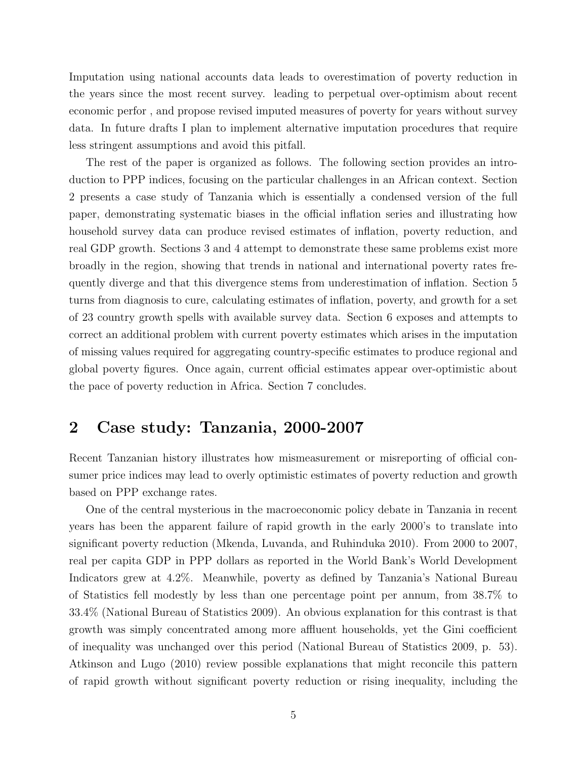Imputation using national accounts data leads to overestimation of poverty reduction in the years since the most recent survey. leading to perpetual over-optimism about recent economic perfor , and propose revised imputed measures of poverty for years without survey data. In future drafts I plan to implement alternative imputation procedures that require less stringent assumptions and avoid this pitfall.

The rest of the paper is organized as follows. The following section provides an introduction to PPP indices, focusing on the particular challenges in an African context. Section 2 presents a case study of Tanzania which is essentially a condensed version of the full paper, demonstrating systematic biases in the official inflation series and illustrating how household survey data can produce revised estimates of inflation, poverty reduction, and real GDP growth. Sections 3 and 4 attempt to demonstrate these same problems exist more broadly in the region, showing that trends in national and international poverty rates frequently diverge and that this divergence stems from underestimation of inflation. Section 5 turns from diagnosis to cure, calculating estimates of inflation, poverty, and growth for a set of 23 country growth spells with available survey data. Section 6 exposes and attempts to correct an additional problem with current poverty estimates which arises in the imputation of missing values required for aggregating country-specific estimates to produce regional and global poverty figures. Once again, current official estimates appear over-optimistic about the pace of poverty reduction in Africa. Section 7 concludes.

## 2 Case study: Tanzania, 2000-2007

Recent Tanzanian history illustrates how mismeasurement or misreporting of official consumer price indices may lead to overly optimistic estimates of poverty reduction and growth based on PPP exchange rates.

One of the central mysterious in the macroeconomic policy debate in Tanzania in recent years has been the apparent failure of rapid growth in the early 2000's to translate into significant poverty reduction (Mkenda, Luvanda, and Ruhinduka 2010). From 2000 to 2007, real per capita GDP in PPP dollars as reported in the World Bank's World Development Indicators grew at 4.2%. Meanwhile, poverty as defined by Tanzania's National Bureau of Statistics fell modestly by less than one percentage point per annum, from 38.7% to 33.4% (National Bureau of Statistics 2009). An obvious explanation for this contrast is that growth was simply concentrated among more affluent households, yet the Gini coefficient of inequality was unchanged over this period (National Bureau of Statistics 2009, p. 53). Atkinson and Lugo (2010) review possible explanations that might reconcile this pattern of rapid growth without significant poverty reduction or rising inequality, including the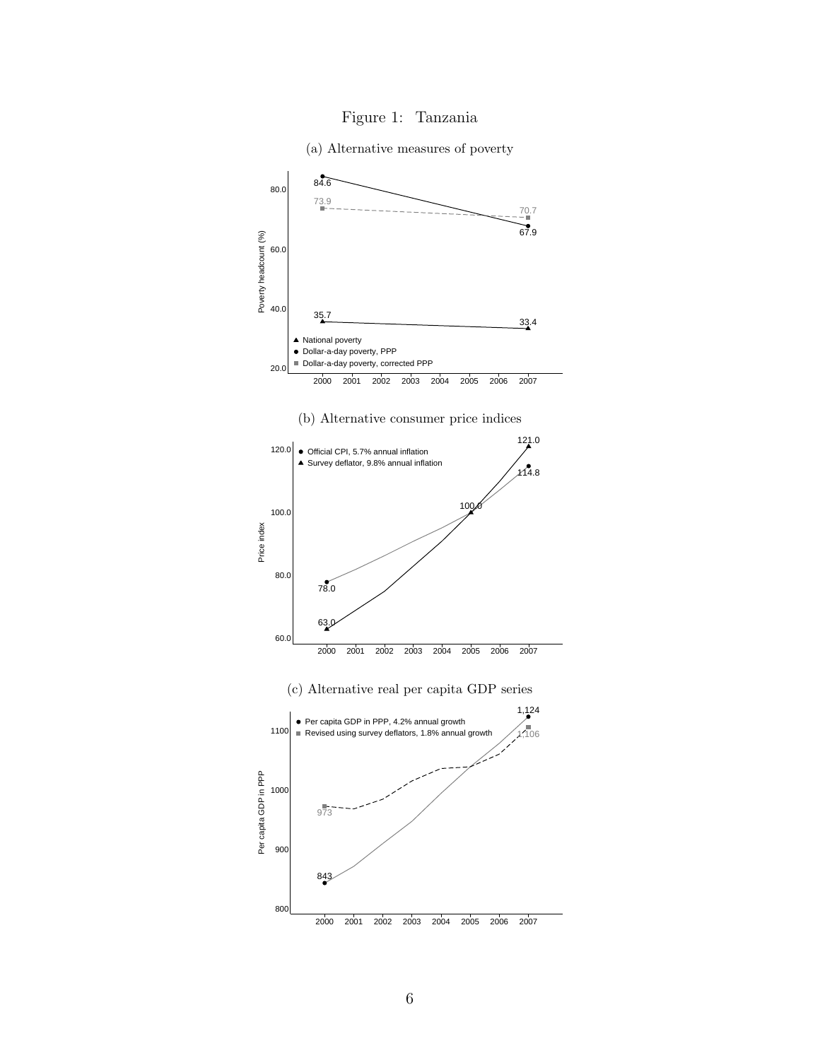Figure 1: Tanzania

(a) Alternative measures of poverty

Poverty headcount (%)

84.6

80.0

73.9

70.7

67.9

60.0

40.0

35.7

33.4

National poverty

Dollar-a-day poverty, PPP

Dollar-a-day poverty, corrected PPP

20.0

2000 2001 2002 2003 2004 2005 2006 2007

(b) Alternative consumer price indices

Price index

121.0

120.0

Official CPI, 5.7% annual inflation

Survey deflator, 9.8% annual inflation

114.8

100.0

100.0

80.0

78.0

63.0

60.0

2000 2001 2002 2003 2004 2005 2006 2007

(c) Alternative real per capita GDP series

Per capita GDP in PPP

1,124

Per capita GDP in PPP, 4.2% annual growth

1100

Revised using survey deflators, 1.8% annual growth

1,106

1000

973

900

843

800

2000 2001 2002 2003 2004 2005 2006 2007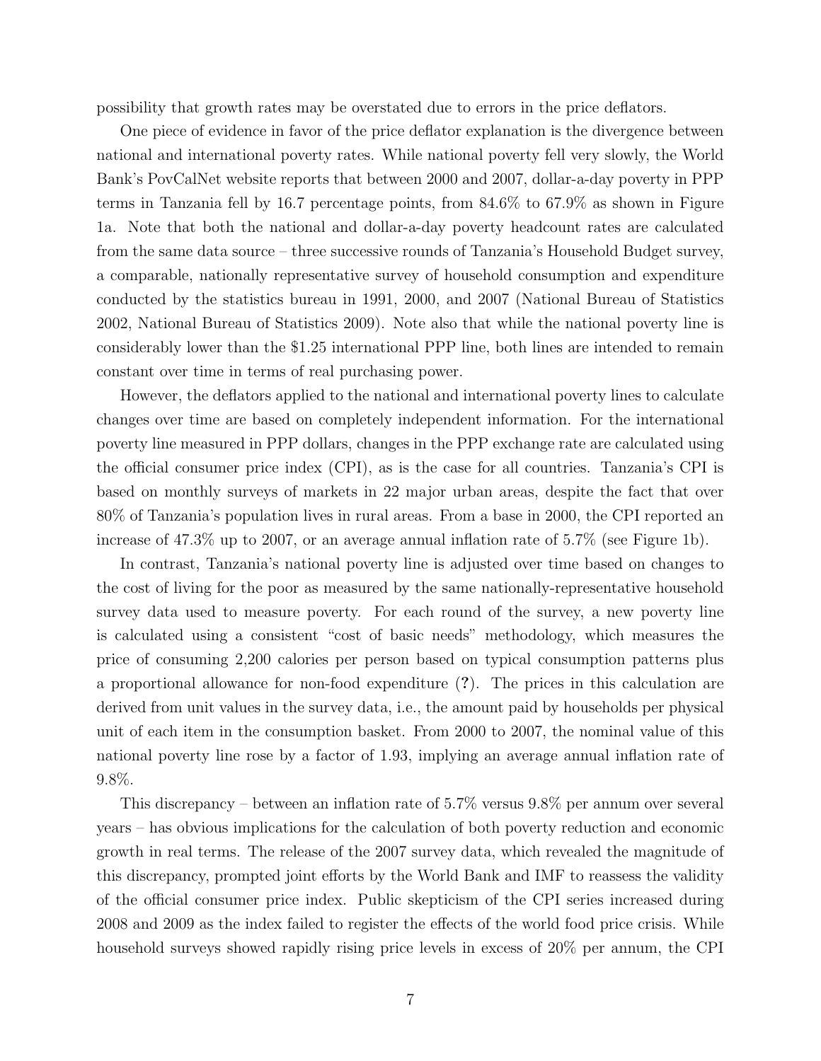possibility that growth rates may be overstated due to errors in the price deflators.

One piece of evidence in favor of the price deflator explanation is the divergence between national and international poverty rates. While national poverty fell very slowly, the World Bank's PovCalNet website reports that between 2000 and 2007, dollar-a-day poverty in PPP terms in Tanzania fell by 16.7 percentage points, from 84.6% to 67.9% as shown in Figure 1a. Note that both the national and dollar-a-day poverty headcount rates are calculated from the same data source – three successive rounds of Tanzania's Household Budget survey, a comparable, nationally representative survey of household consumption and expenditure conducted by the statistics bureau in 1991, 2000, and 2007 (National Bureau of Statistics 2002, National Bureau of Statistics 2009). Note also that while the national poverty line is considerably lower than the $1.25 international PPP line, both lines are intended to remain constant over time in terms of real purchasing power.

However, the deflators applied to the national and international poverty lines to calculate changes over time are based on completely independent information. For the international poverty line measured in PPP dollars, changes in the PPP exchange rate are calculated using the official consumer price index (CPI), as is the case for all countries. Tanzania's CPI is based on monthly surveys of markets in 22 major urban areas, despite the fact that over 80% of Tanzania's population lives in rural areas. From a base in 2000, the CPI reported an increase of 47.3% up to 2007, or an average annual inflation rate of 5.7% (see Figure 1b).

In contrast, Tanzania's national poverty line is adjusted over time based on changes to the cost of living for the poor as measured by the same nationally-representative household survey data used to measure poverty. For each round of the survey, a new poverty line is calculated using a consistent "cost of basic needs" methodology, which measures the price of consuming 2,200 calories per person based on typical consumption patterns plus a proportional allowance for non-food expenditure (?). The prices in this calculation are derived from unit values in the survey data, i.e., the amount paid by households per physical unit of each item in the consumption basket. From 2000 to 2007, the nominal value of this national poverty line rose by a factor of 1.93, implying an average annual inflation rate of 9.8%.

This discrepancy – between an inflation rate of 5.7% versus 9.8% per annum over several years – has obvious implications for the calculation of both poverty reduction and economic growth in real terms. The release of the 2007 survey data, which revealed the magnitude of this discrepancy, prompted joint efforts by the World Bank and IMF to reassess the validity of the official consumer price index. Public skepticism of the CPI series increased during 2008 and 2009 as the index failed to register the effects of the world food price crisis. While household surveys showed rapidly rising price levels in excess of 20% per annum, the CPI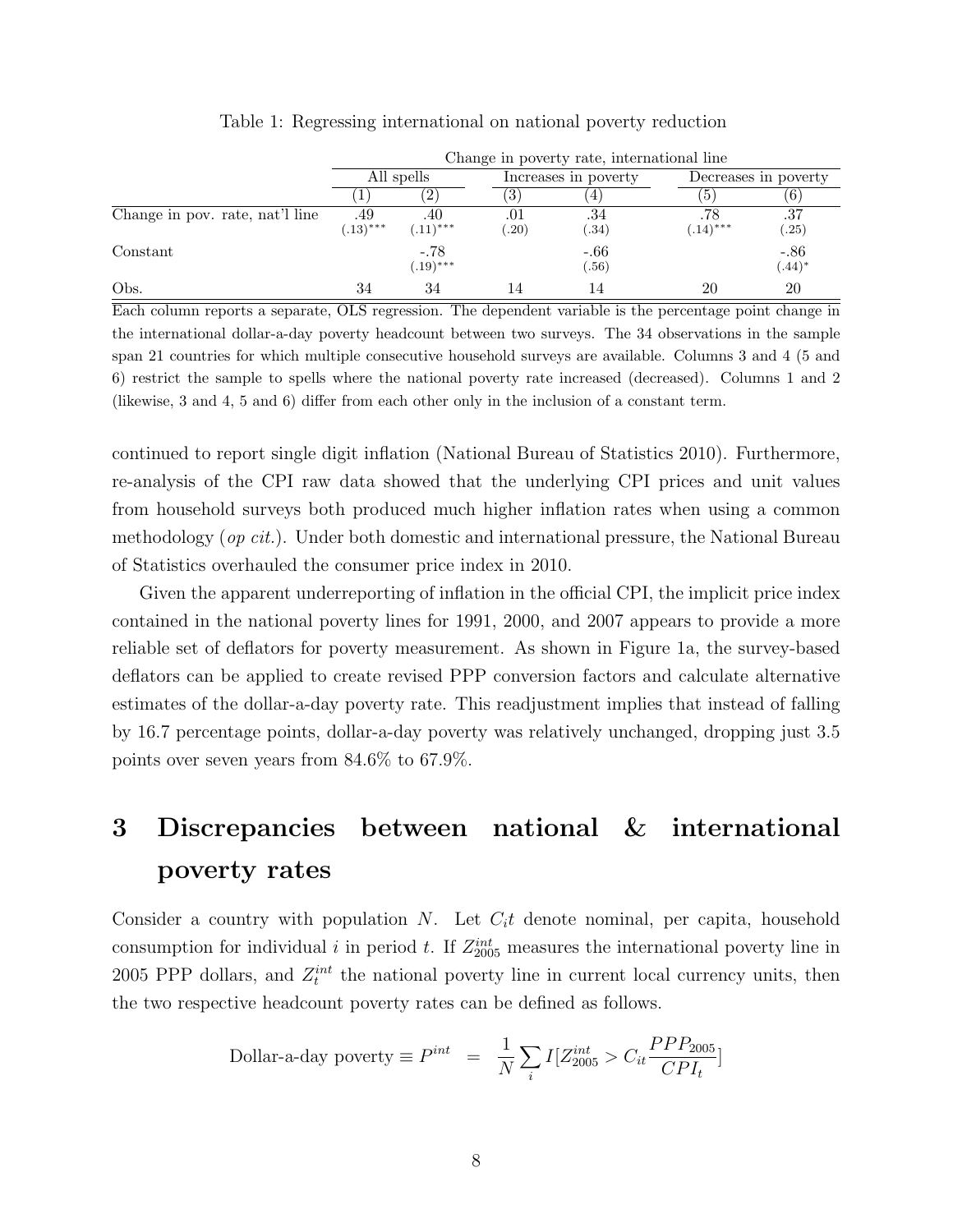Table 1: Regressing international on national poverty reduction

| | Change in poverty rate, international line | | | | | |
|---|---|---|---|---|---|---|
| | All spells | | Increases in poverty | | Decreases in poverty | |
| | (1) | (2) | (3) | (4) | (5) | (6) |
| Change in pov. rate, nat'l line | .49<br>(.13)*** | .40<br>(.11)*** | .01<br>(.20) | .34<br>(.34) | .78<br>(.14)*** | .37<br>(.25) |
| Constant | | -.78<br>(.19)*** | | -.66<br>(.56) | | -.86<br>(.44)* |
| Obs. | 34 | 34 | 14 | 14 | 20 | 20 |

Each column reports a separate, OLS regression. The dependent variable is the percentage point change in the international dollar-a-day poverty headcount between two surveys. The 34 observations in the sample span 21 countries for which multiple consecutive household surveys are available. Columns 3 and 4 (5 and 6) restrict the sample to spells where the national poverty rate increased (decreased). Columns 1 and 2 (likewise, 3 and 4, 5 and 6) differ from each other only in the inclusion of a constant term.

continued to report single digit inflation (National Bureau of Statistics 2010). Furthermore, re-analysis of the CPI raw data showed that the underlying CPI prices and unit values from household surveys both produced much higher inflation rates when using a common methodology (*op cit.*). Under both domestic and international pressure, the National Bureau of Statistics overhauled the consumer price index in 2010.

Given the apparent underreporting of inflation in the official CPI, the implicit price index contained in the national poverty lines for 1991, 2000, and 2007 appears to provide a more reliable set of deflators for poverty measurement. As shown in Figure 1a, the survey-based deflators can be applied to create revised PPP conversion factors and calculate alternative estimates of the dollar-a-day poverty rate. This readjustment implies that instead of falling by 16.7 percentage points, dollar-a-day poverty was relatively unchanged, dropping just 3.5 points over seven years from 84.6% to 67.9%.

# 3 Discrepancies between national & international poverty rates

Consider a country with population $N$. Let $C_it$ denote nominal, per capita, household consumption for individual $i$ in period $t$. If $Z_{2005}^{int}$ measures the international poverty line in 2005 PPP dollars, and $Z_t^{int}$ the national poverty line in current local currency units, then the two respective headcount poverty rates can be defined as follows.

$$\text{Dollar-a-day poverty} \equiv P^{int} \;\; = \;\; \frac{1}{N}\sum_i I[Z_{2005}^{int} > C_{it}\frac{PPP_{2005}}{CPI_t}]$$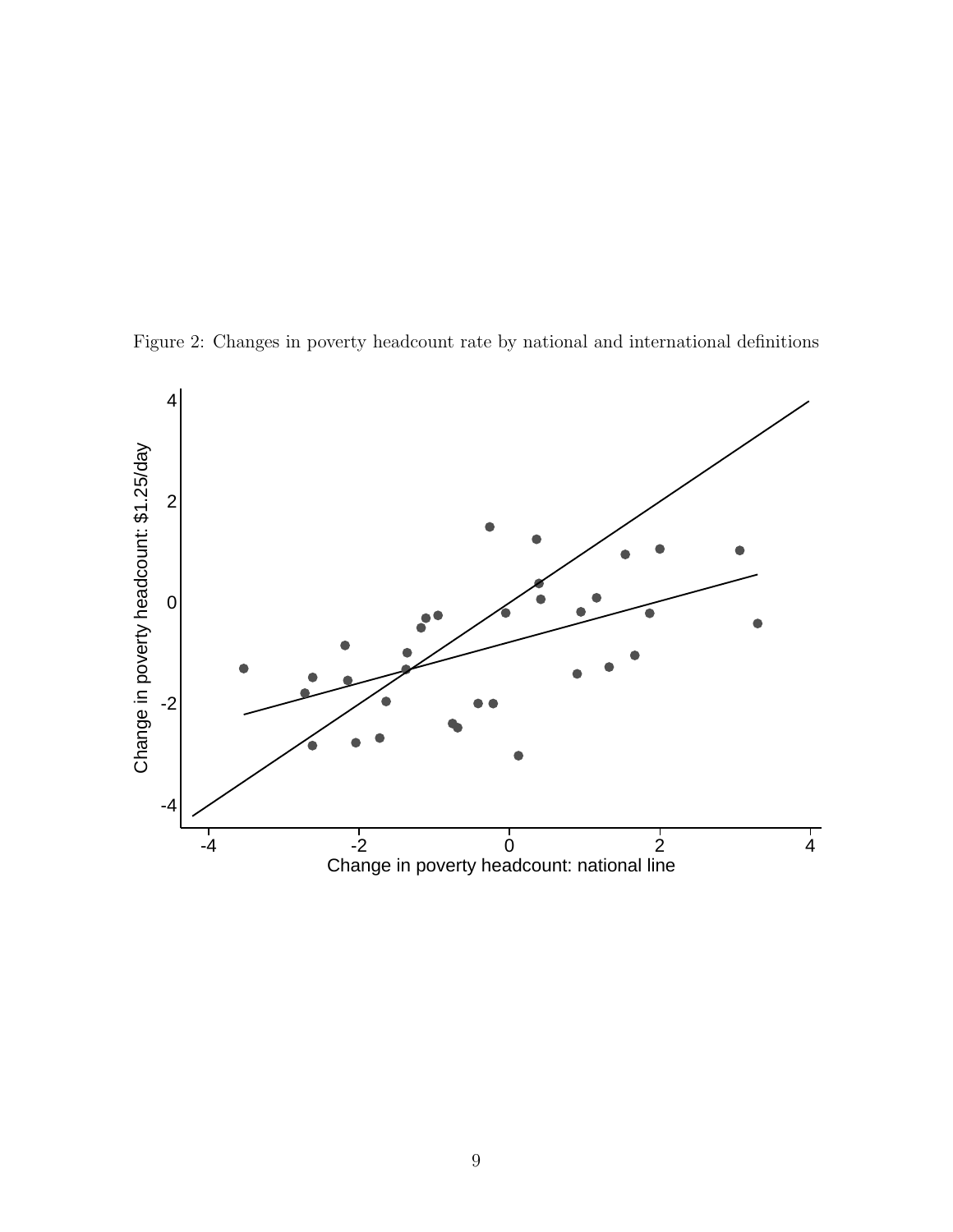Figure 2: Changes in poverty headcount rate by national and international definitions

Change in poverty headcount: $1.25/day

4

2

0

-2

-4

-4

-2

0

2

4

Change in poverty headcount: national line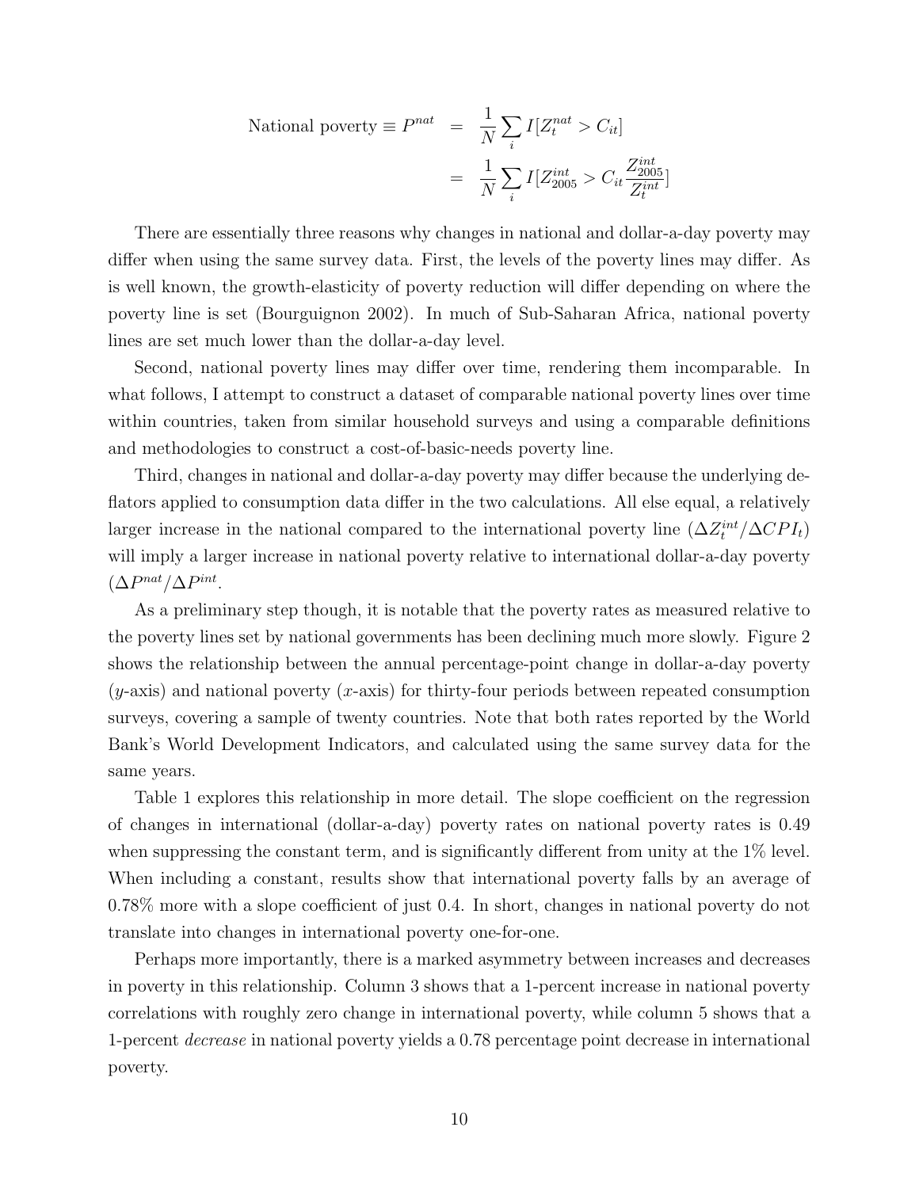$$
\begin{aligned}
\text{National poverty} \equiv P^{nat} &= \frac{1}{N}\sum_i I[Z_t^{nat} > C_{it}] \\
&= \frac{1}{N}\sum_i I[Z_{2005}^{int} > C_{it}\frac{Z_{2005}^{int}}{Z_t^{int}}]
\end{aligned}
$$

There are essentially three reasons why changes in national and dollar-a-day poverty may differ when using the same survey data. First, the levels of the poverty lines may differ. As is well known, the growth-elasticity of poverty reduction will differ depending on where the poverty line is set (Bourguignon 2002). In much of Sub-Saharan Africa, national poverty lines are set much lower than the dollar-a-day level.

Second, national poverty lines may differ over time, rendering them incomparable. In what follows, I attempt to construct a dataset of comparable national poverty lines over time within countries, taken from similar household surveys and using a comparable definitions and methodologies to construct a cost-of-basic-needs poverty line.

Third, changes in national and dollar-a-day poverty may differ because the underlying deflators applied to consumption data differ in the two calculations. All else equal, a relatively larger increase in the national compared to the international poverty line ($\Delta Z_t^{int}/\Delta CPI_t$) will imply a larger increase in national poverty relative to international dollar-a-day poverty ($\Delta P^{nat}/\Delta P^{int}$.

As a preliminary step though, it is notable that the poverty rates as measured relative to the poverty lines set by national governments has been declining much more slowly. Figure 2 shows the relationship between the annual percentage-point change in dollar-a-day poverty ($y$-axis) and national poverty ($x$-axis) for thirty-four periods between repeated consumption surveys, covering a sample of twenty countries. Note that both rates reported by the World Bank's World Development Indicators, and calculated using the same survey data for the same years.

Table 1 explores this relationship in more detail. The slope coefficient on the regression of changes in international (dollar-a-day) poverty rates on national poverty rates is 0.49 when suppressing the constant term, and is significantly different from unity at the 1% level. When including a constant, results show that international poverty falls by an average of 0.78% more with a slope coefficient of just 0.4. In short, changes in national poverty do not translate into changes in international poverty one-for-one.

Perhaps more importantly, there is a marked asymmetry between increases and decreases in poverty in this relationship. Column 3 shows that a 1-percent increase in national poverty correlations with roughly zero change in international poverty, while column 5 shows that a 1-percent *decrease* in national poverty yields a 0.78 percentage point decrease in international poverty.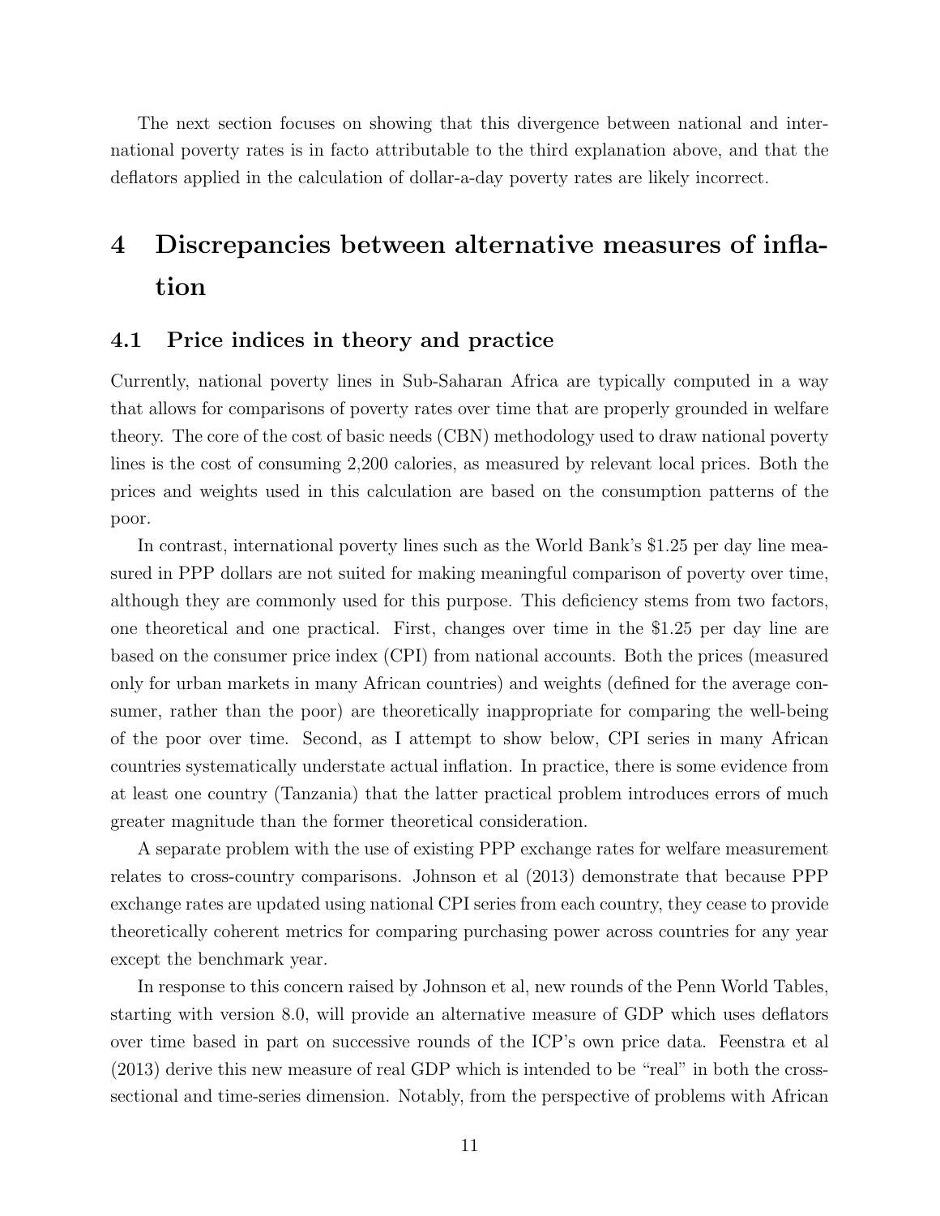The next section focuses on showing that this divergence between national and international poverty rates is in facto attributable to the third explanation above, and that the deflators applied in the calculation of dollar-a-day poverty rates are likely incorrect.

# 4 Discrepancies between alternative measures of inflation

## 4.1 Price indices in theory and practice

Currently, national poverty lines in Sub-Saharan Africa are typically computed in a way that allows for comparisons of poverty rates over time that are properly grounded in welfare theory. The core of the cost of basic needs (CBN) methodology used to draw national poverty lines is the cost of consuming 2,200 calories, as measured by relevant local prices. Both the prices and weights used in this calculation are based on the consumption patterns of the poor.

In contrast, international poverty lines such as the World Bank's $1.25 per day line measured in PPP dollars are not suited for making meaningful comparison of poverty over time, although they are commonly used for this purpose. This deficiency stems from two factors, one theoretical and one practical. First, changes over time in the $1.25 per day line are based on the consumer price index (CPI) from national accounts. Both the prices (measured only for urban markets in many African countries) and weights (defined for the average consumer, rather than the poor) are theoretically inappropriate for comparing the well-being of the poor over time. Second, as I attempt to show below, CPI series in many African countries systematically understate actual inflation. In practice, there is some evidence from at least one country (Tanzania) that the latter practical problem introduces errors of much greater magnitude than the former theoretical consideration.

A separate problem with the use of existing PPP exchange rates for welfare measurement relates to cross-country comparisons. Johnson et al (2013) demonstrate that because PPP exchange rates are updated using national CPI series from each country, they cease to provide theoretically coherent metrics for comparing purchasing power across countries for any year except the benchmark year.

In response to this concern raised by Johnson et al, new rounds of the Penn World Tables, starting with version 8.0, will provide an alternative measure of GDP which uses deflators over time based in part on successive rounds of the ICP's own price data. Feenstra et al (2013) derive this new measure of real GDP which is intended to be "real" in both the cross-sectional and time-series dimension. Notably, from the perspective of problems with African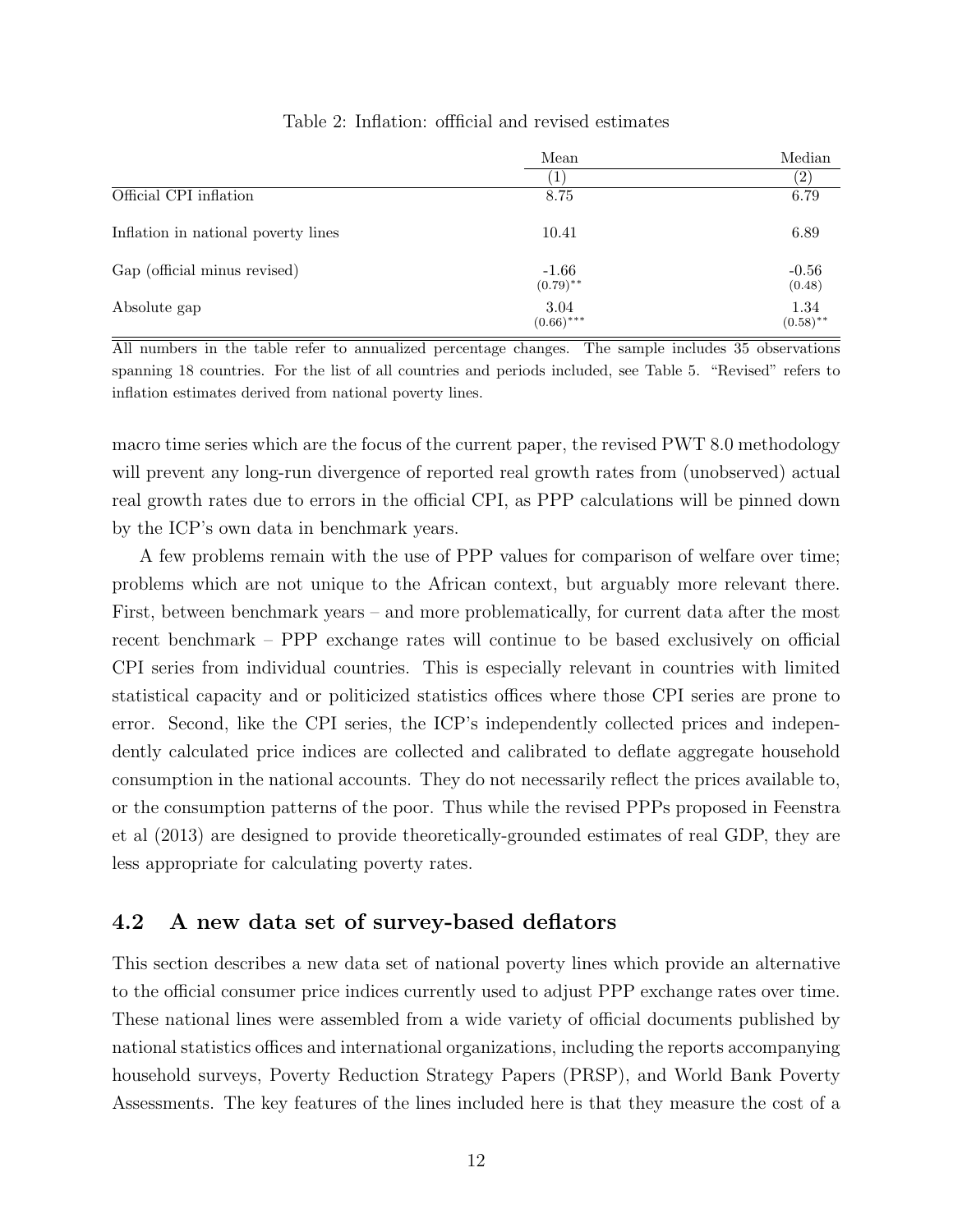Table 2: Inflation: offficial and revised estimates

| | Mean | Median |
|---|---|---|
| | (1) | (2) |
| Official CPI inflation | 8.75 | 6.79 |
| Inflation in national poverty lines | 10.41 | 6.89 |
| Gap (official minus revised) | -1.66 | -0.56 |
| | $(0.79)^{**}$ | (0.48) |
| Absolute gap | 3.04 | 1.34 |
| | $(0.66)^{***}$ | $(0.58)^{**}$ |

All numbers in the table refer to annualized percentage changes. The sample includes 35 observations spanning 18 countries. For the list of all countries and periods included, see Table 5. "Revised" refers to inflation estimates derived from national poverty lines.

macro time series which are the focus of the current paper, the revised PWT 8.0 methodology will prevent any long-run divergence of reported real growth rates from (unobserved) actual real growth rates due to errors in the official CPI, as PPP calculations will be pinned down by the ICP's own data in benchmark years.

A few problems remain with the use of PPP values for comparison of welfare over time; problems which are not unique to the African context, but arguably more relevant there. First, between benchmark years – and more problematically, for current data after the most recent benchmark – PPP exchange rates will continue to be based exclusively on official CPI series from individual countries. This is especially relevant in countries with limited statistical capacity and or politicized statistics offices where those CPI series are prone to error. Second, like the CPI series, the ICP's independently collected prices and independently calculated price indices are collected and calibrated to deflate aggregate household consumption in the national accounts. They do not necessarily reflect the prices available to, or the consumption patterns of the poor. Thus while the revised PPPs proposed in Feenstra et al (2013) are designed to provide theoretically-grounded estimates of real GDP, they are less appropriate for calculating poverty rates.

## 4.2 A new data set of survey-based deflators

This section describes a new data set of national poverty lines which provide an alternative to the official consumer price indices currently used to adjust PPP exchange rates over time. These national lines were assembled from a wide variety of official documents published by national statistics offices and international organizations, including the reports accompanying household surveys, Poverty Reduction Strategy Papers (PRSP), and World Bank Poverty Assessments. The key features of the lines included here is that they measure the cost of a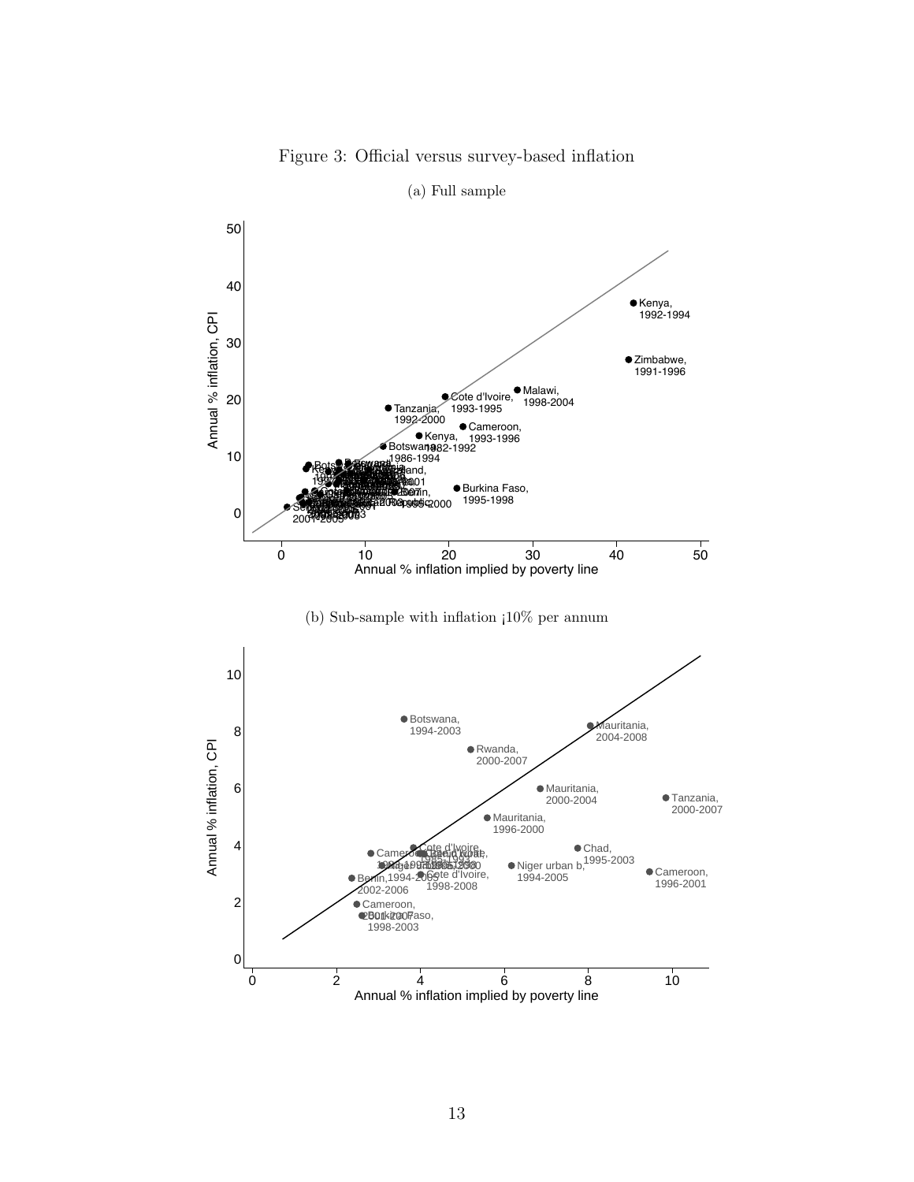Figure 3: Official versus survey-based inflation

(a) Full sample

Annual % inflation, CPI

Annual % inflation implied by poverty line

0
10
20
30
40
50

0
10
20
30
40
50

Kenya, 1992-1994

Zimbabwe, 1991-1996

Cote d'Ivoire, 1993-1995

Malawi, 1998-2004

Tanzania, 1992-2000

Cameroon, 1993-1996

Kenya, 1982-1992

Botswana, 1986-1994

Burkina Faso, 1995-1998

(b) Sub-sample with inflation ¡10% per annum

Annual % inflation, CPI

Annual % inflation implied by poverty line

0
2
4
6
8
10

0
2
4
6
8
10

Botswana, 1994-2003

Mauritania, 2004-2008

Rwanda, 2000-2007

Mauritania, 2000-2004

Tanzania, 2000-2007

Mauritania, 1996-2000

Chad, 1995-2003

Niger urban b, 1994-2005

Cameroon, 1996-2001

Cote d'Ivoire, 1998-2008

Benin, 1994-2005

Benin, 2002-2006

Cameroon, 2001-2007

Burkina Faso, 1998-2003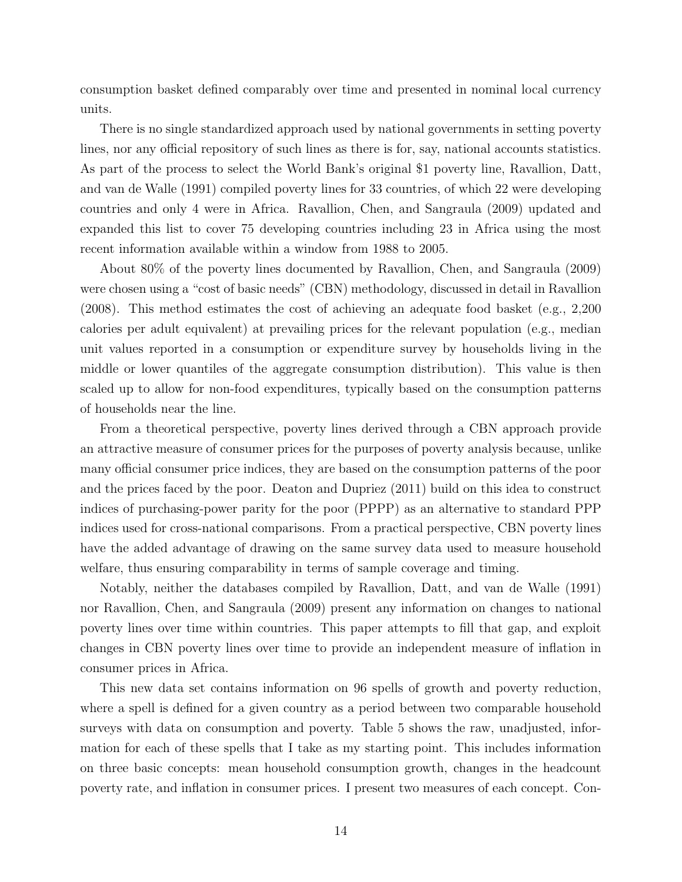consumption basket defined comparably over time and presented in nominal local currency units.

There is no single standardized approach used by national governments in setting poverty lines, nor any official repository of such lines as there is for, say, national accounts statistics. As part of the process to select the World Bank's original $1 poverty line, Ravallion, Datt, and van de Walle (1991) compiled poverty lines for 33 countries, of which 22 were developing countries and only 4 were in Africa. Ravallion, Chen, and Sangraula (2009) updated and expanded this list to cover 75 developing countries including 23 in Africa using the most recent information available within a window from 1988 to 2005.

About 80% of the poverty lines documented by Ravallion, Chen, and Sangraula (2009) were chosen using a "cost of basic needs" (CBN) methodology, discussed in detail in Ravallion (2008). This method estimates the cost of achieving an adequate food basket (e.g., 2,200 calories per adult equivalent) at prevailing prices for the relevant population (e.g., median unit values reported in a consumption or expenditure survey by households living in the middle or lower quantiles of the aggregate consumption distribution). This value is then scaled up to allow for non-food expenditures, typically based on the consumption patterns of households near the line.

From a theoretical perspective, poverty lines derived through a CBN approach provide an attractive measure of consumer prices for the purposes of poverty analysis because, unlike many official consumer price indices, they are based on the consumption patterns of the poor and the prices faced by the poor. Deaton and Dupriez (2011) build on this idea to construct indices of purchasing-power parity for the poor (PPPP) as an alternative to standard PPP indices used for cross-national comparisons. From a practical perspective, CBN poverty lines have the added advantage of drawing on the same survey data used to measure household welfare, thus ensuring comparability in terms of sample coverage and timing.

Notably, neither the databases compiled by Ravallion, Datt, and van de Walle (1991) nor Ravallion, Chen, and Sangraula (2009) present any information on changes to national poverty lines over time within countries. This paper attempts to fill that gap, and exploit changes in CBN poverty lines over time to provide an independent measure of inflation in consumer prices in Africa.

This new data set contains information on 96 spells of growth and poverty reduction, where a spell is defined for a given country as a period between two comparable household surveys with data on consumption and poverty. Table 5 shows the raw, unadjusted, information for each of these spells that I take as my starting point. This includes information on three basic concepts: mean household consumption growth, changes in the headcount poverty rate, and inflation in consumer prices. I present two measures of each concept. Con-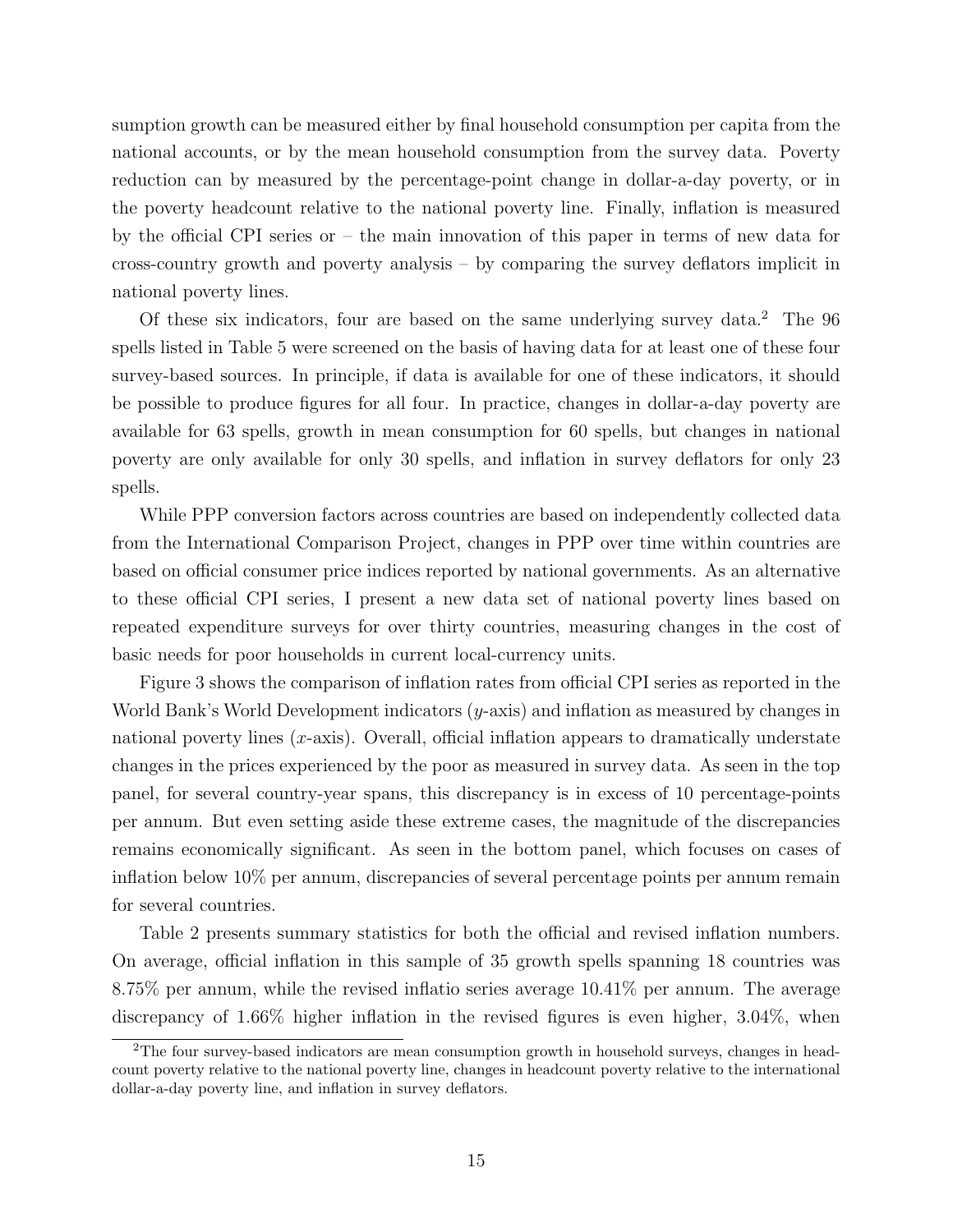sumption growth can be measured either by final household consumption per capita from the national accounts, or by the mean household consumption from the survey data. Poverty reduction can by measured by the percentage-point change in dollar-a-day poverty, or in the poverty headcount relative to the national poverty line. Finally, inflation is measured by the official CPI series or – the main innovation of this paper in terms of new data for cross-country growth and poverty analysis – by comparing the survey deflators implicit in national poverty lines.

Of these six indicators, four are based on the same underlying survey data.[2] The 96 spells listed in Table 5 were screened on the basis of having data for at least one of these four survey-based sources. In principle, if data is available for one of these indicators, it should be possible to produce figures for all four. In practice, changes in dollar-a-day poverty are available for 63 spells, growth in mean consumption for 60 spells, but changes in national poverty are only available for only 30 spells, and inflation in survey deflators for only 23 spells.

While PPP conversion factors across countries are based on independently collected data from the International Comparison Project, changes in PPP over time within countries are based on official consumer price indices reported by national governments. As an alternative to these official CPI series, I present a new data set of national poverty lines based on repeated expenditure surveys for over thirty countries, measuring changes in the cost of basic needs for poor households in current local-currency units.

Figure 3 shows the comparison of inflation rates from official CPI series as reported in the World Bank's World Development indicators ($y$-axis) and inflation as measured by changes in national poverty lines ($x$-axis). Overall, official inflation appears to dramatically understate changes in the prices experienced by the poor as measured in survey data. As seen in the top panel, for several country-year spans, this discrepancy is in excess of 10 percentage-points per annum. But even setting aside these extreme cases, the magnitude of the discrepancies remains economically significant. As seen in the bottom panel, which focuses on cases of inflation below 10% per annum, discrepancies of several percentage points per annum remain for several countries.

Table 2 presents summary statistics for both the official and revised inflation numbers. On average, official inflation in this sample of 35 growth spells spanning 18 countries was 8.75% per annum, while the revised inflatio series average 10.41% per annum. The average discrepancy of 1.66% higher inflation in the revised figures is even higher, 3.04%, when

[2] The four survey-based indicators are mean consumption growth in household surveys, changes in headcount poverty relative to the national poverty line, changes in headcount poverty relative to the international dollar-a-day poverty line, and inflation in survey deflators.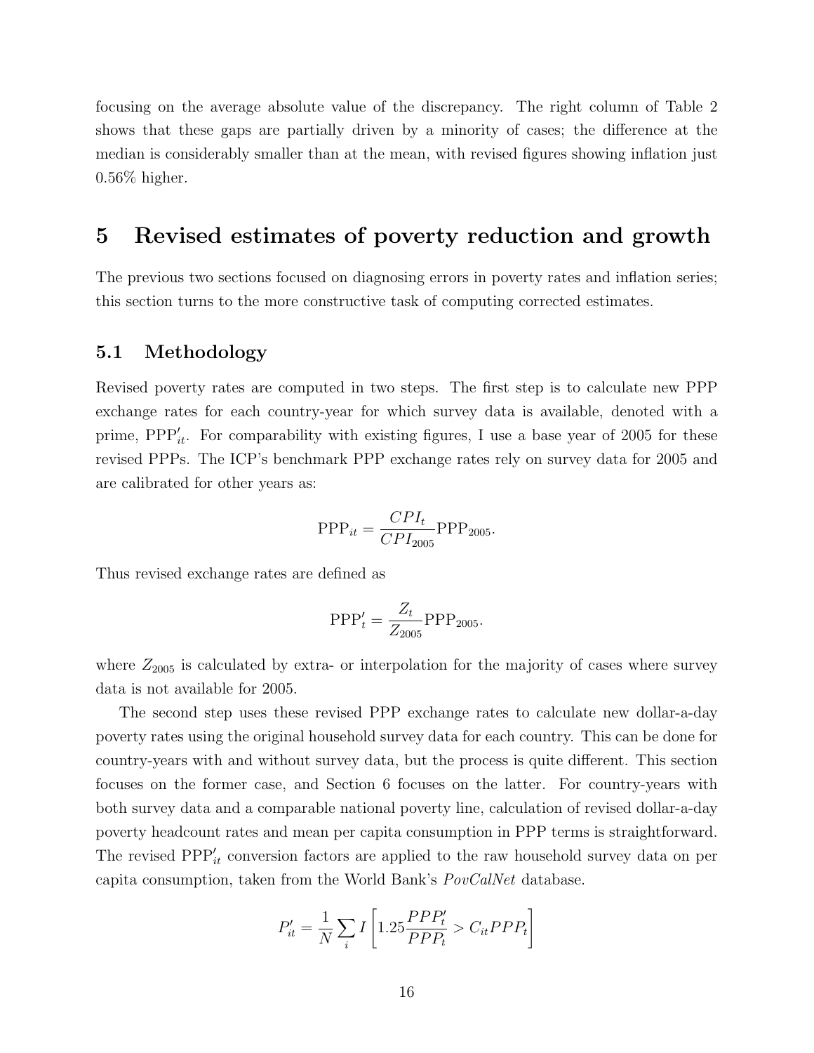focusing on the average absolute value of the discrepancy. The right column of Table 2 shows that these gaps are partially driven by a minority of cases; the difference at the median is considerably smaller than at the mean, with revised figures showing inflation just 0.56% higher.

# 5 Revised estimates of poverty reduction and growth

The previous two sections focused on diagnosing errors in poverty rates and inflation series; this section turns to the more constructive task of computing corrected estimates.

## 5.1 Methodology

Revised poverty rates are computed in two steps. The first step is to calculate new PPP exchange rates for each country-year for which survey data is available, denoted with a prime, $\text{PPP}'_{it}$. For comparability with existing figures, I use a base year of 2005 for these revised PPPs. The ICP's benchmark PPP exchange rates rely on survey data for 2005 and are calibrated for other years as:

$$\text{PPP}_{it} = \frac{CPI_t}{CPI_{2005}} \text{PPP}_{2005}.$$

Thus revised exchange rates are defined as

$$\text{PPP}'_t = \frac{Z_t}{Z_{2005}} \text{PPP}_{2005}.$$

where $Z_{2005}$ is calculated by extra- or interpolation for the majority of cases where survey data is not available for 2005.

The second step uses these revised PPP exchange rates to calculate new dollar-a-day poverty rates using the original household survey data for each country. This can be done for country-years with and without survey data, but the process is quite different. This section focuses on the former case, and Section 6 focuses on the latter. For country-years with both survey data and a comparable national poverty line, calculation of revised dollar-a-day poverty headcount rates and mean per capita consumption in PPP terms is straightforward. The revised $\text{PPP}'_{it}$ conversion factors are applied to the raw household survey data on per capita consumption, taken from the World Bank's *PovCalNet* database.

$$P'_{it} = \frac{1}{N} \sum_i I \left[ 1.25 \frac{PPP'_t}{PPP_t} > C_{it} PPP_t \right]$$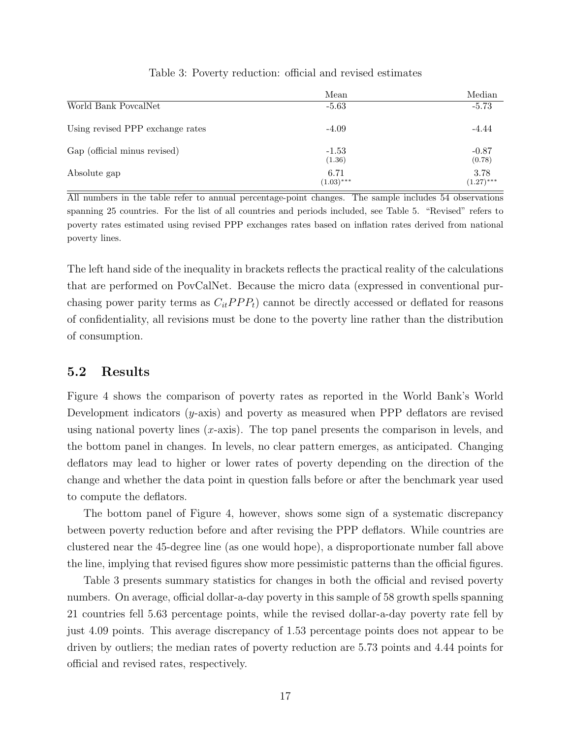Table 3: Poverty reduction: official and revised estimates

| | Mean | Median |
|---|---|---|
| World Bank PovcalNet | -5.63 | -5.73 |
| Using revised PPP exchange rates | -4.09 | -4.44 |
| Gap (official minus revised) | -1.53<br>(1.36) | -0.87<br>(0.78) |
| Absolute gap | 6.71<br>(1.03)*** | 3.78<br>(1.27)*** |

All numbers in the table refer to annual percentage-point changes. The sample includes 54 observations spanning 25 countries. For the list of all countries and periods included, see Table 5. "Revised" refers to poverty rates estimated using revised PPP exchanges rates based on inflation rates derived from national poverty lines.

The left hand side of the inequality in brackets reflects the practical reality of the calculations that are performed on PovCalNet. Because the micro data (expressed in conventional purchasing power parity terms as $C_{it}PPP_t$) cannot be directly accessed or deflated for reasons of confidentiality, all revisions must be done to the poverty line rather than the distribution of consumption.

## 5.2 Results

Figure 4 shows the comparison of poverty rates as reported in the World Bank's World Development indicators ($y$-axis) and poverty as measured when PPP deflators are revised using national poverty lines ($x$-axis). The top panel presents the comparison in levels, and the bottom panel in changes. In levels, no clear pattern emerges, as anticipated. Changing deflators may lead to higher or lower rates of poverty depending on the direction of the change and whether the data point in question falls before or after the benchmark year used to compute the deflators.

The bottom panel of Figure 4, however, shows some sign of a systematic discrepancy between poverty reduction before and after revising the PPP deflators. While countries are clustered near the 45-degree line (as one would hope), a disproportionate number fall above the line, implying that revised figures show more pessimistic patterns than the official figures.

Table 3 presents summary statistics for changes in both the official and revised poverty numbers. On average, official dollar-a-day poverty in this sample of 58 growth spells spanning 21 countries fell 5.63 percentage points, while the revised dollar-a-day poverty rate fell by just 4.09 points. This average discrepancy of 1.53 percentage points does not appear to be driven by outliers; the median rates of poverty reduction are 5.73 points and 4.44 points for official and revised rates, respectively.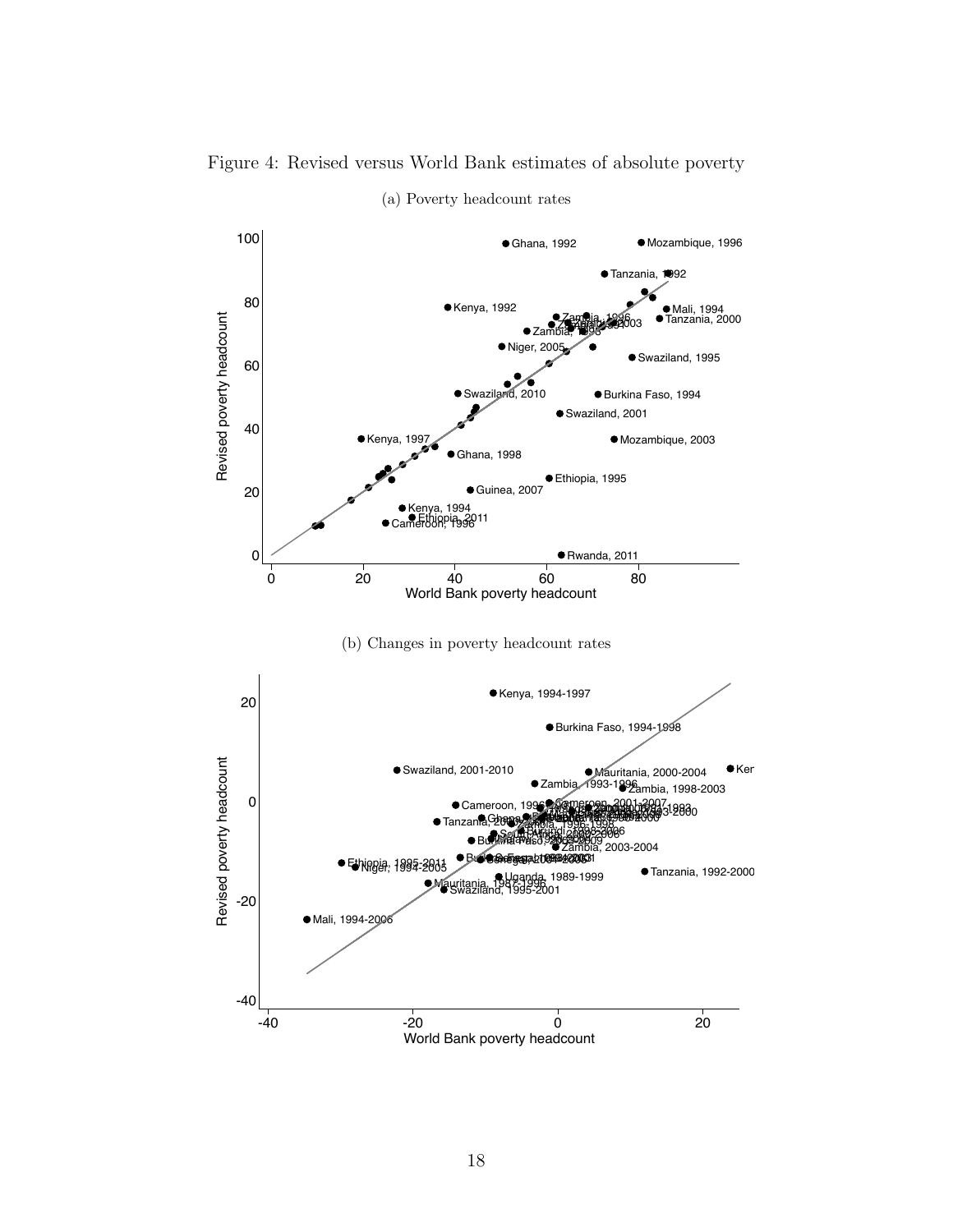Figure 4: Revised versus World Bank estimates of absolute poverty

(a) Poverty headcount rates

Revised poverty headcount

World Bank poverty headcount

0
20
40
60
80
100

0
20
40
60
80

Ghana, 1992
Mozambique, 1996
Tanzania, 1992
Kenya, 1992
Zambia, 1996
Zambia, 2003
Zambia, 1998
Mali, 1994
Tanzania, 2000
Niger, 2005
Swaziland, 1995
Swaziland, 2010
Burkina Faso, 1994
Swaziland, 2001
Kenya, 1997
Mozambique, 2003
Ghana, 1998
Ethiopia, 1995
Guinea, 2007
Kenya, 1994
Ethiopia, 2011
Cameroon, 1996
Rwanda, 2011

(b) Changes in poverty headcount rates

Revised poverty headcount

World Bank poverty headcount

-40
-20
0
20

-40
-20
0
20

Kenya, 1994-1997
Burkina Faso, 1994-1998
Swaziland, 2001-2010
Mauritania, 2000-2004
Ker
Zambia, 1993-1996
Zambia, 1998-2003
Cameroon, 1996
Cameroon, 2001-2007
Tanzania, 2000
Ghana
Zambia, 1996-1998
Burundi
Burkina Faso
Zambia, 2003-2004
Ethiopia, 1995-2011
Niger, 1994-2005
Senegal
Uganda, 1989-1999
Tanzania, 1992-2000
Mauritania, 1987-1996
Swaziland, 1995-2001
Mali, 1994-2006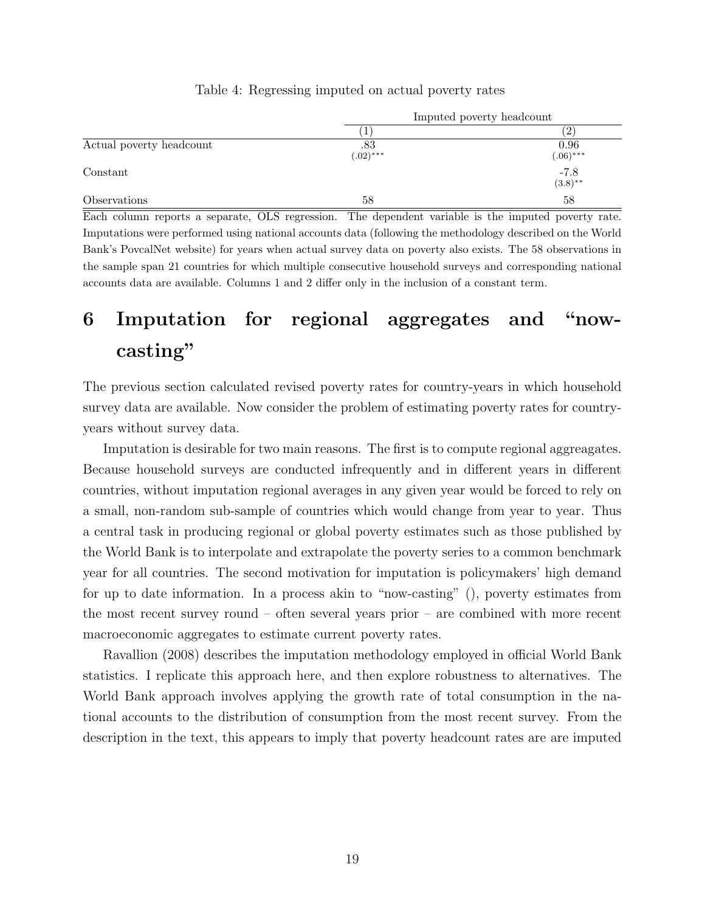Table 4: Regressing imputed on actual poverty rates

| | Imputed poverty headcount | |
|---|---|---|
| | (1) | (2) |
| Actual poverty headcount | .83 | 0.96 |
| | (.02)*** | (.06)*** |
| Constant | | -7.8 |
| | | (3.8)** |
| Observations | 58 | 58 |

Each column reports a separate, OLS regression. The dependent variable is the imputed poverty rate. Imputations were performed using national accounts data (following the methodology described on the World Bank's PovcalNet website) for years when actual survey data on poverty also exists. The 58 observations in the sample span 21 countries for which multiple consecutive household surveys and corresponding national accounts data are available. Columns 1 and 2 differ only in the inclusion of a constant term.

# 6 Imputation for regional aggregates and "now-casting"

The previous section calculated revised poverty rates for country-years in which household survey data are available. Now consider the problem of estimating poverty rates for country-years without survey data.

Imputation is desirable for two main reasons. The first is to compute regional aggreagates. Because household surveys are conducted infrequently and in different years in different countries, without imputation regional averages in any given year would be forced to rely on a small, non-random sub-sample of countries which would change from year to year. Thus a central task in producing regional or global poverty estimates such as those published by the World Bank is to interpolate and extrapolate the poverty series to a common benchmark year for all countries. The second motivation for imputation is policymakers' high demand for up to date information. In a process akin to "now-casting" (), poverty estimates from the most recent survey round – often several years prior – are combined with more recent macroeconomic aggregates to estimate current poverty rates.

Ravallion (2008) describes the imputation methodology employed in official World Bank statistics. I replicate this approach here, and then explore robustness to alternatives. The World Bank approach involves applying the growth rate of total consumption in the national accounts to the distribution of consumption from the most recent survey. From the description in the text, this appears to imply that poverty headcount rates are are imputed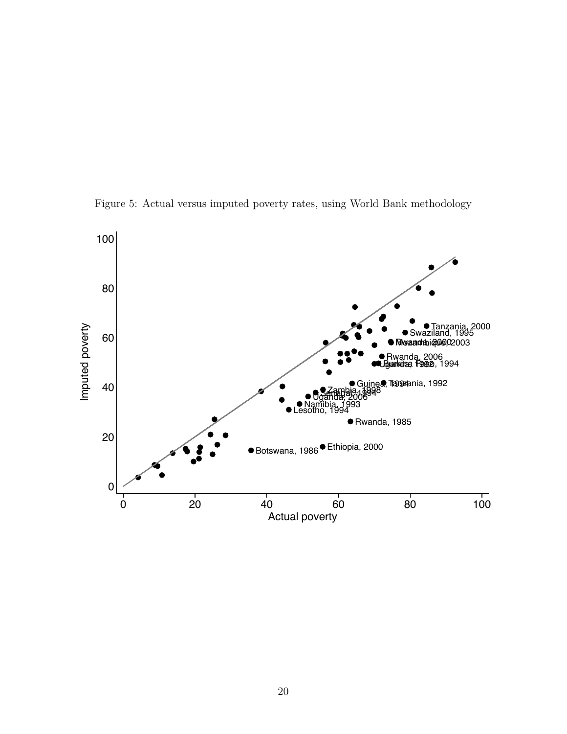Figure 5: Actual versus imputed poverty rates, using World Bank methodology

Imputed poverty

100
80
60
40
20
0

0
20
40
60
80
100

Actual poverty

Tanzania, 2000
Swaziland, 1995
Rwanda, 2000
Mozambique, 2003
Rwanda, 2006
Burkina Faso, 1994
Uganda, 1992
Guinea, 1994
Tanzania, 1992
Zambia, 1998
Senegal, 1994
Uganda, 2006
Namibia, 1993
Lesotho, 1994
Rwanda, 1985
Botswana, 1986
Ethiopia, 2000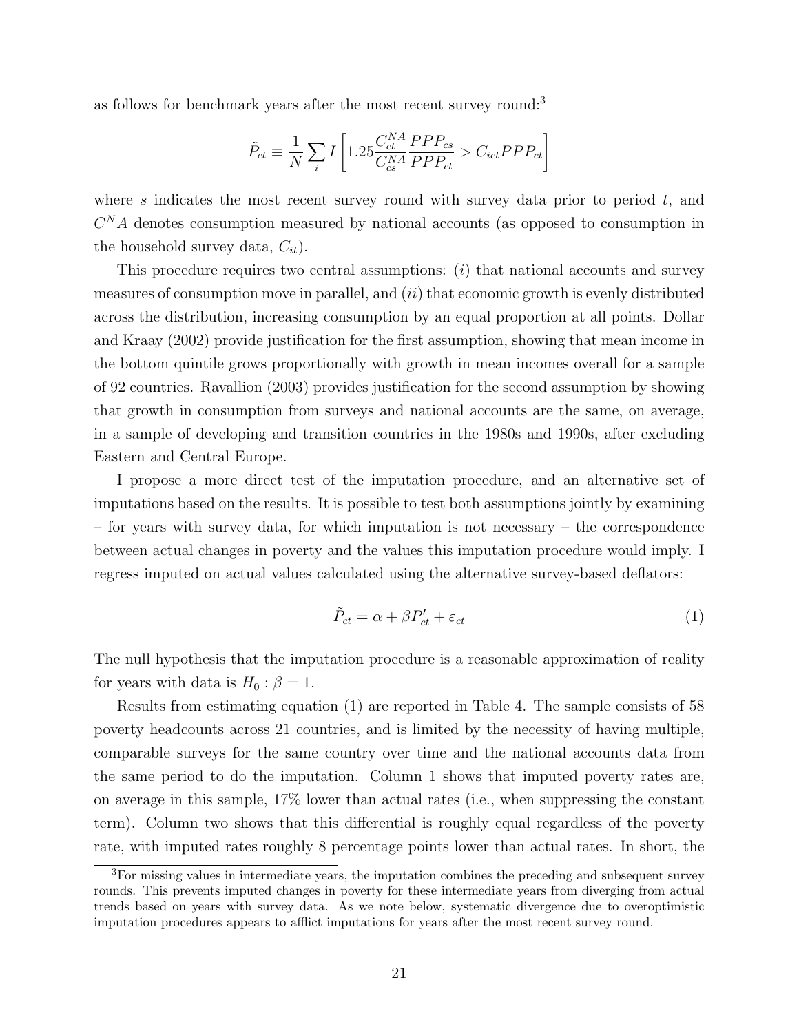as follows for benchmark years after the most recent survey round:[3]

$$\tilde{P}_{ct} \equiv \frac{1}{N}\sum_i I\left[1.25\frac{C^{NA}_{ct}}{C^{NA}_{cs}}\frac{PPP_{cs}}{PPP_{ct}} > C_{ict}PPP_{ct}\right]$$

where $s$ indicates the most recent survey round with survey data prior to period $t$, and $C^N A$ denotes consumption measured by national accounts (as opposed to consumption in the household survey data, $C_{it}$).

This procedure requires two central assumptions: (*i*) that national accounts and survey measures of consumption move in parallel, and (*ii*) that economic growth is evenly distributed across the distribution, increasing consumption by an equal proportion at all points. Dollar and Kraay (2002) provide justification for the first assumption, showing that mean income in the bottom quintile grows proportionally with growth in mean incomes overall for a sample of 92 countries. Ravallion (2003) provides justification for the second assumption by showing that growth in consumption from surveys and national accounts are the same, on average, in a sample of developing and transition countries in the 1980s and 1990s, after excluding Eastern and Central Europe.

I propose a more direct test of the imputation procedure, and an alternative set of imputations based on the results. It is possible to test both assumptions jointly by examining – for years with survey data, for which imputation is not necessary – the correspondence between actual changes in poverty and the values this imputation procedure would imply. I regress imputed on actual values calculated using the alternative survey-based deflators:

$$\tilde{P}_{ct} = \alpha + \beta P'_{ct} + \varepsilon_{ct} \tag{1}$$

The null hypothesis that the imputation procedure is a reasonable approximation of reality for years with data is $H_0 : \beta = 1$.

Results from estimating equation (1) are reported in Table 4. The sample consists of 58 poverty headcounts across 21 countries, and is limited by the necessity of having multiple, comparable surveys for the same country over time and the national accounts data from the same period to do the imputation. Column 1 shows that imputed poverty rates are, on average in this sample, 17% lower than actual rates (i.e., when suppressing the constant term). Column two shows that this differential is roughly equal regardless of the poverty rate, with imputed rates roughly 8 percentage points lower than actual rates. In short, the

[3] For missing values in intermediate years, the imputation combines the preceding and subsequent survey rounds. This prevents imputed changes in poverty for these intermediate years from diverging from actual trends based on years with survey data. As we note below, systematic divergence due to overoptimistic imputation procedures appears to afflict imputations for years after the most recent survey round.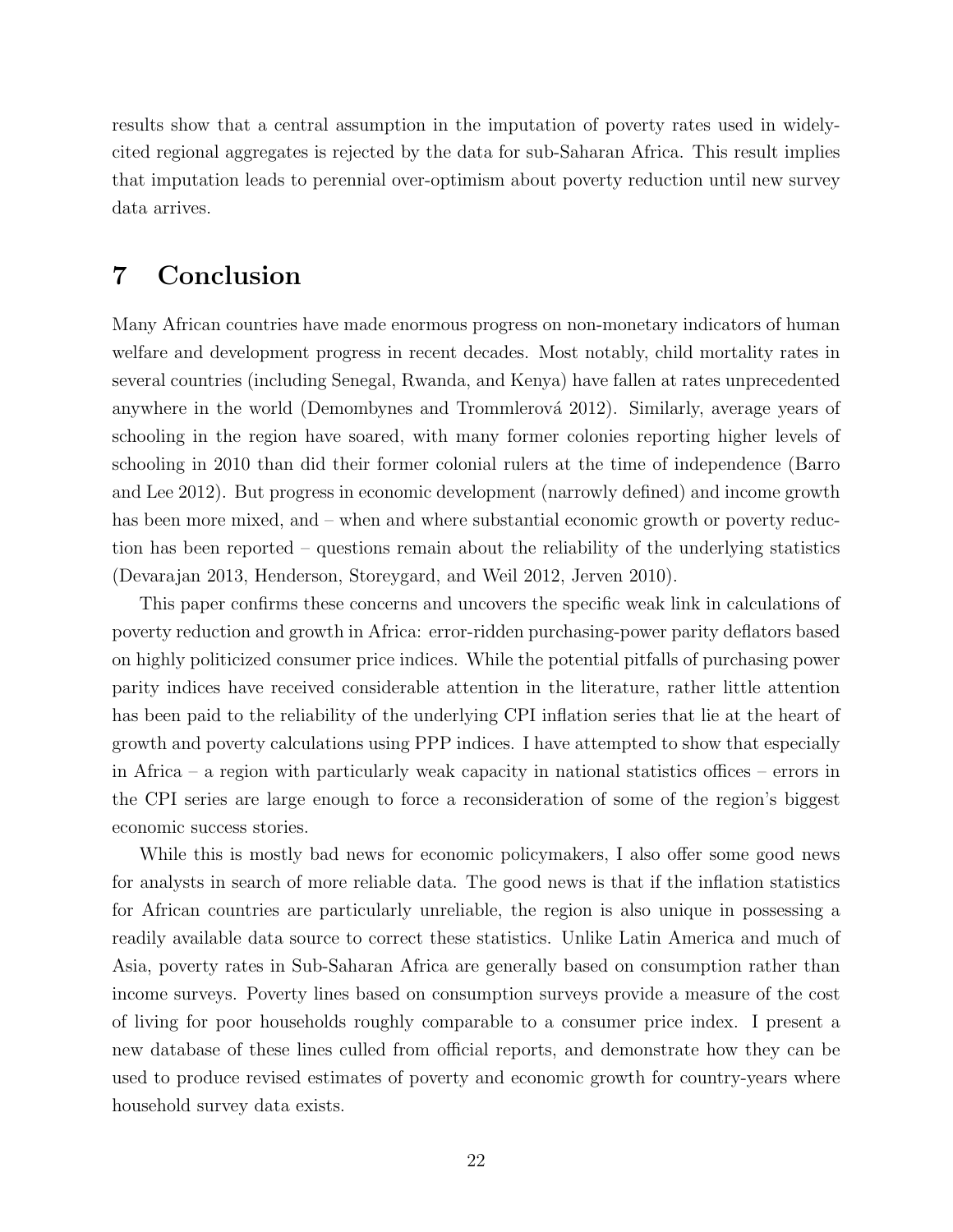results show that a central assumption in the imputation of poverty rates used in widely-cited regional aggregates is rejected by the data for sub-Saharan Africa. This result implies that imputation leads to perennial over-optimism about poverty reduction until new survey data arrives.

# 7 Conclusion

Many African countries have made enormous progress on non-monetary indicators of human welfare and development progress in recent decades. Most notably, child mortality rates in several countries (including Senegal, Rwanda, and Kenya) have fallen at rates unprecedented anywhere in the world (Demombynes and Trommlerová 2012). Similarly, average years of schooling in the region have soared, with many former colonies reporting higher levels of schooling in 2010 than did their former colonial rulers at the time of independence (Barro and Lee 2012). But progress in economic development (narrowly defined) and income growth has been more mixed, and – when and where substantial economic growth or poverty reduction has been reported – questions remain about the reliability of the underlying statistics (Devarajan 2013, Henderson, Storeygard, and Weil 2012, Jerven 2010).

This paper confirms these concerns and uncovers the specific weak link in calculations of poverty reduction and growth in Africa: error-ridden purchasing-power parity deflators based on highly politicized consumer price indices. While the potential pitfalls of purchasing power parity indices have received considerable attention in the literature, rather little attention has been paid to the reliability of the underlying CPI inflation series that lie at the heart of growth and poverty calculations using PPP indices. I have attempted to show that especially in Africa – a region with particularly weak capacity in national statistics offices – errors in the CPI series are large enough to force a reconsideration of some of the region's biggest economic success stories.

While this is mostly bad news for economic policymakers, I also offer some good news for analysts in search of more reliable data. The good news is that if the inflation statistics for African countries are particularly unreliable, the region is also unique in possessing a readily available data source to correct these statistics. Unlike Latin America and much of Asia, poverty rates in Sub-Saharan Africa are generally based on consumption rather than income surveys. Poverty lines based on consumption surveys provide a measure of the cost of living for poor households roughly comparable to a consumer price index. I present a new database of these lines culled from official reports, and demonstrate how they can be used to produce revised estimates of poverty and economic growth for country-years where household survey data exists.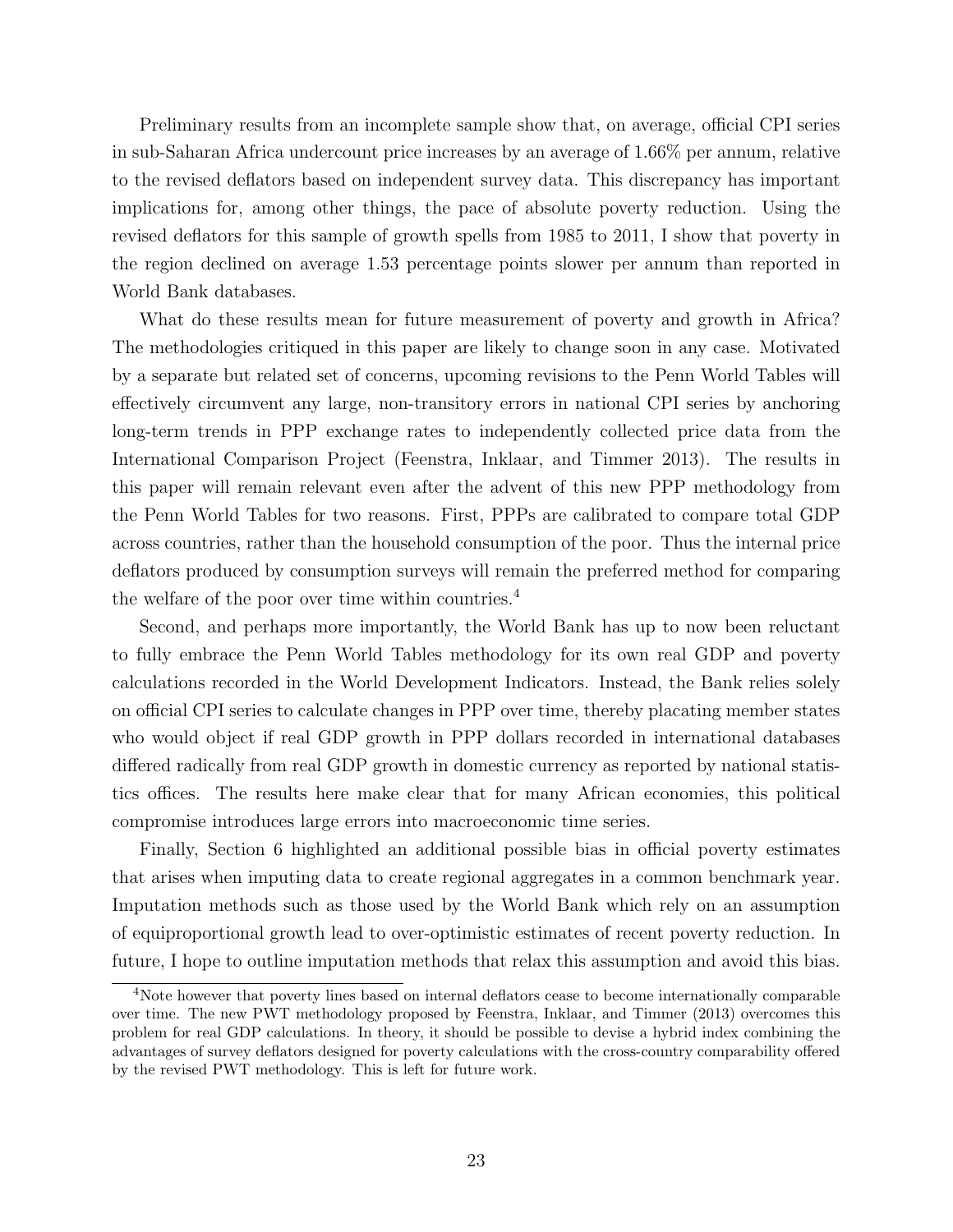Preliminary results from an incomplete sample show that, on average, official CPI series in sub-Saharan Africa undercount price increases by an average of 1.66% per annum, relative to the revised deflators based on independent survey data. This discrepancy has important implications for, among other things, the pace of absolute poverty reduction. Using the revised deflators for this sample of growth spells from 1985 to 2011, I show that poverty in the region declined on average 1.53 percentage points slower per annum than reported in World Bank databases.

What do these results mean for future measurement of poverty and growth in Africa? The methodologies critiqued in this paper are likely to change soon in any case. Motivated by a separate but related set of concerns, upcoming revisions to the Penn World Tables will effectively circumvent any large, non-transitory errors in national CPI series by anchoring long-term trends in PPP exchange rates to independently collected price data from the International Comparison Project (Feenstra, Inklaar, and Timmer 2013). The results in this paper will remain relevant even after the advent of this new PPP methodology from the Penn World Tables for two reasons. First, PPPs are calibrated to compare total GDP across countries, rather than the household consumption of the poor. Thus the internal price deflators produced by consumption surveys will remain the preferred method for comparing the welfare of the poor over time within countries.[4]

Second, and perhaps more importantly, the World Bank has up to now been reluctant to fully embrace the Penn World Tables methodology for its own real GDP and poverty calculations recorded in the World Development Indicators. Instead, the Bank relies solely on official CPI series to calculate changes in PPP over time, thereby placating member states who would object if real GDP growth in PPP dollars recorded in international databases differed radically from real GDP growth in domestic currency as reported by national statistics offices. The results here make clear that for many African economies, this political compromise introduces large errors into macroeconomic time series.

Finally, Section 6 highlighted an additional possible bias in official poverty estimates that arises when imputing data to create regional aggregates in a common benchmark year. Imputation methods such as those used by the World Bank which rely on an assumption of equiproportional growth lead to over-optimistic estimates of recent poverty reduction. In future, I hope to outline imputation methods that relax this assumption and avoid this bias.

[4] Note however that poverty lines based on internal deflators cease to become internationally comparable over time. The new PWT methodology proposed by Feenstra, Inklaar, and Timmer (2013) overcomes this problem for real GDP calculations. In theory, it should be possible to devise a hybrid index combining the advantages of survey deflators designed for poverty calculations with the cross-country comparability offered by the revised PWT methodology. This is left for future work.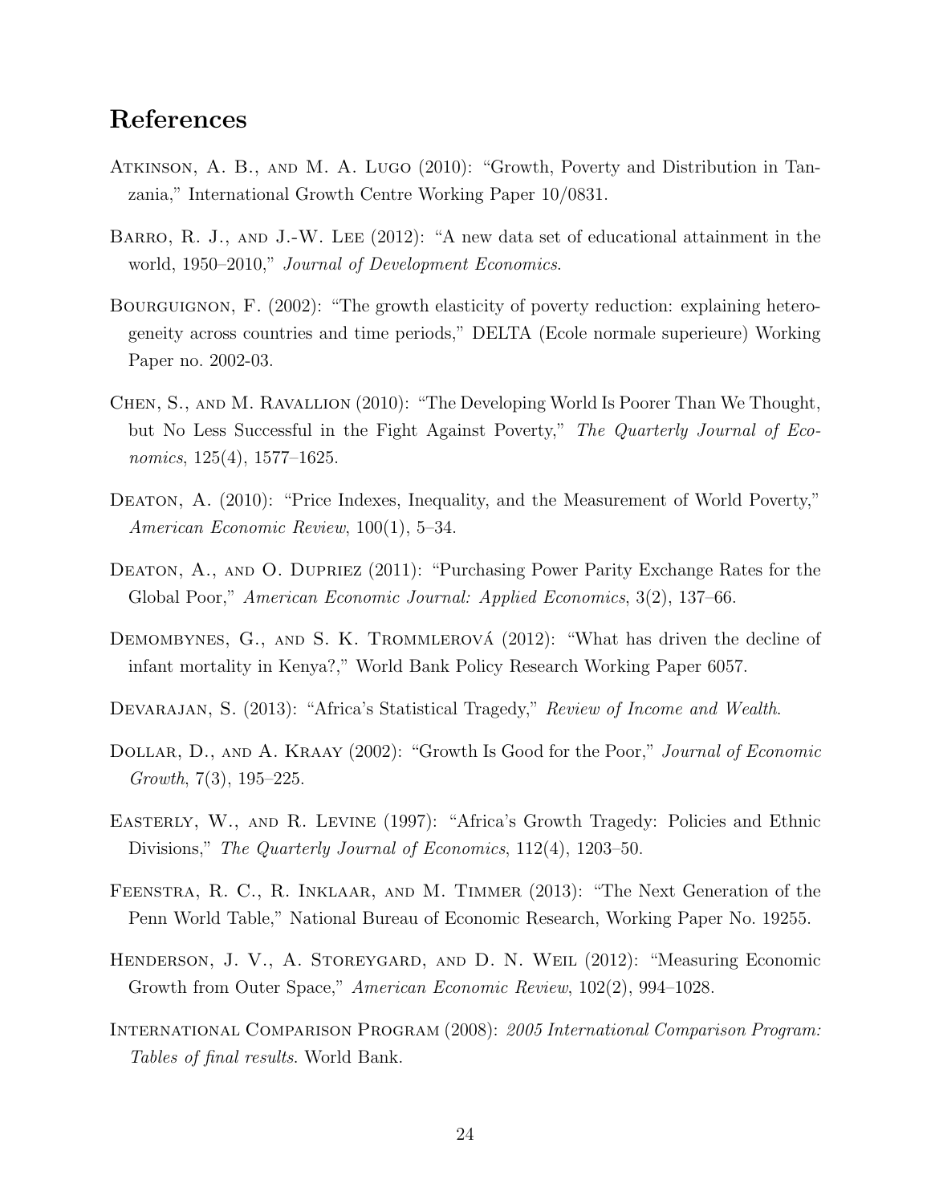## References

Atkinson, A. B., and M. A. Lugo (2010): "Growth, Poverty and Distribution in Tanzania," International Growth Centre Working Paper 10/0831.

Barro, R. J., and J.-W. Lee (2012): "A new data set of educational attainment in the world, 1950–2010," *Journal of Development Economics*.

Bourguignon, F. (2002): "The growth elasticity of poverty reduction: explaining heterogeneity across countries and time periods," DELTA (Ecole normale superieure) Working Paper no. 2002-03.

Chen, S., and M. Ravallion (2010): "The Developing World Is Poorer Than We Thought, but No Less Successful in the Fight Against Poverty," *The Quarterly Journal of Economics*, 125(4), 1577–1625.

Deaton, A. (2010): "Price Indexes, Inequality, and the Measurement of World Poverty," *American Economic Review*, 100(1), 5–34.

Deaton, A., and O. Dupriez (2011): "Purchasing Power Parity Exchange Rates for the Global Poor," *American Economic Journal: Applied Economics*, 3(2), 137–66.

Demombynes, G., and S. K. Trommlerová (2012): "What has driven the decline of infant mortality in Kenya?," World Bank Policy Research Working Paper 6057.

Devarajan, S. (2013): "Africa's Statistical Tragedy," *Review of Income and Wealth*.

Dollar, D., and A. Kraay (2002): "Growth Is Good for the Poor," *Journal of Economic Growth*, 7(3), 195–225.

Easterly, W., and R. Levine (1997): "Africa's Growth Tragedy: Policies and Ethnic Divisions," *The Quarterly Journal of Economics*, 112(4), 1203–50.

Feenstra, R. C., R. Inklaar, and M. Timmer (2013): "The Next Generation of the Penn World Table," National Bureau of Economic Research, Working Paper No. 19255.

Henderson, J. V., A. Storeygard, and D. N. Weil (2012): "Measuring Economic Growth from Outer Space," *American Economic Review*, 102(2), 994–1028.

International Comparison Program (2008): *2005 International Comparison Program: Tables of final results*. World Bank.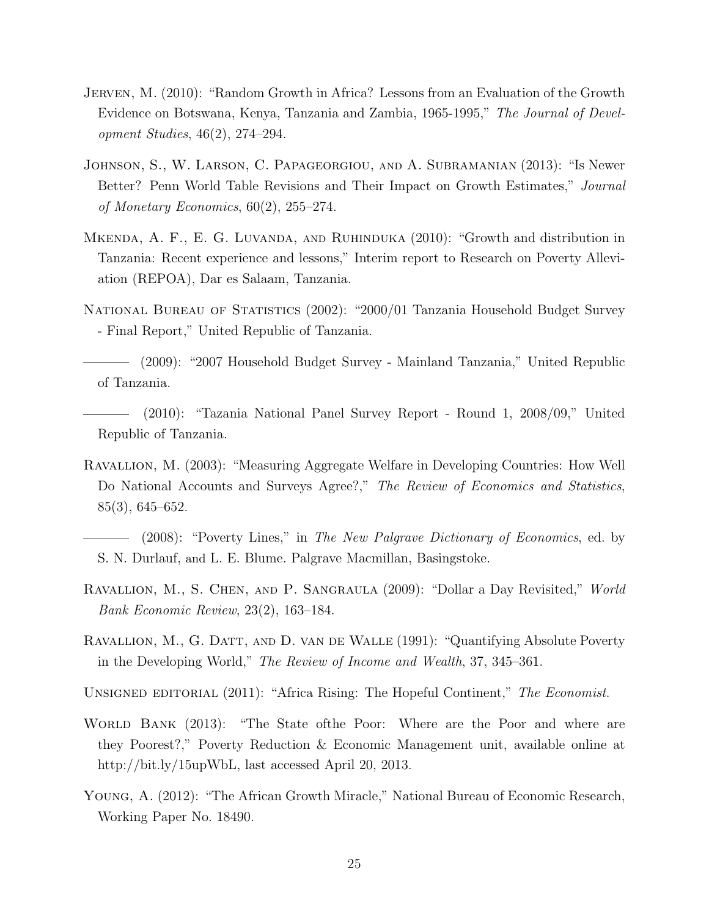Jerven, M. (2010): "Random Growth in Africa? Lessons from an Evaluation of the Growth Evidence on Botswana, Kenya, Tanzania and Zambia, 1965-1995," *The Journal of Development Studies*, 46(2), 274–294.

Johnson, S., W. Larson, C. Papageorgiou, and A. Subramanian (2013): "Is Newer Better? Penn World Table Revisions and Their Impact on Growth Estimates," *Journal of Monetary Economics*, 60(2), 255–274.

Mkenda, A. F., E. G. Luvanda, and Ruhinduka (2010): "Growth and distribution in Tanzania: Recent experience and lessons," Interim report to Research on Poverty Alleviation (REPOA), Dar es Salaam, Tanzania.

National Bureau of Statistics (2002): "2000/01 Tanzania Household Budget Survey - Final Report," United Republic of Tanzania.

——— (2009): "2007 Household Budget Survey - Mainland Tanzania," United Republic of Tanzania.

——— (2010): "Tazania National Panel Survey Report - Round 1, 2008/09," United Republic of Tanzania.

Ravallion, M. (2003): "Measuring Aggregate Welfare in Developing Countries: How Well Do National Accounts and Surveys Agree?," *The Review of Economics and Statistics*, 85(3), 645–652.

——— (2008): "Poverty Lines," in *The New Palgrave Dictionary of Economics*, ed. by S. N. Durlauf, and L. E. Blume. Palgrave Macmillan, Basingstoke.

Ravallion, M., S. Chen, and P. Sangraula (2009): "Dollar a Day Revisited," *World Bank Economic Review*, 23(2), 163–184.

Ravallion, M., G. Datt, and D. van de Walle (1991): "Quantifying Absolute Poverty in the Developing World," *The Review of Income and Wealth*, 37, 345–361.

Unsigned editorial (2011): "Africa Rising: The Hopeful Continent," *The Economist*.

World Bank (2013): "The State ofthe Poor: Where are the Poor and where are they Poorest?," Poverty Reduction & Economic Management unit, available online at http://bit.ly/15upWbL, last accessed April 20, 2013.

Young, A. (2012): "The African Growth Miracle," National Bureau of Economic Research, Working Paper No. 18490.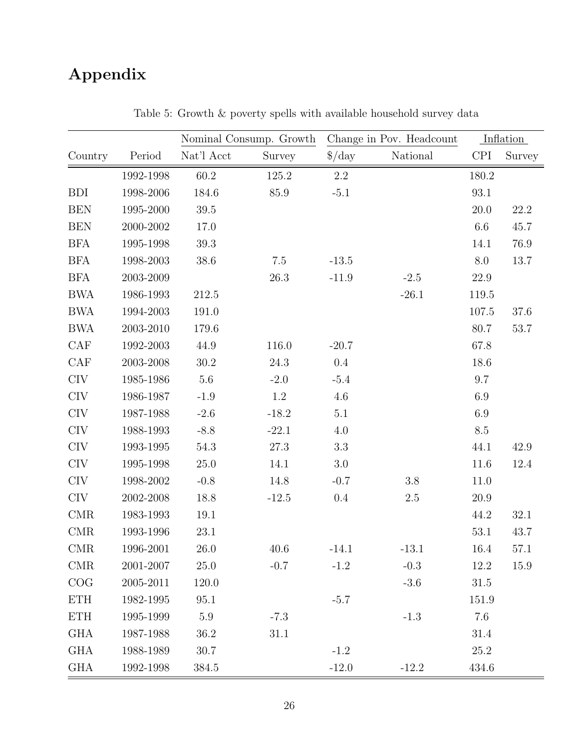# Appendix

Table 5: Growth & poverty spells with available household survey data

| | | Nominal Consump. Growth | | Change in Pov. Headcount | | Inflation | |
|---|---|---|---|---|---|---|---|
| Country | Period | Nat'l Acct | Survey | $/day | National | CPI | Survey |
| | 1992-1998 | 60.2 | 125.2 | 2.2 | | 180.2 | |
| BDI | 1998-2006 | 184.6 | 85.9 | -5.1 | | 93.1 | |
| BEN | 1995-2000 | 39.5 | | | | 20.0 | 22.2 |
| BEN | 2000-2002 | 17.0 | | | | 6.6 | 45.7 |
| BFA | 1995-1998 | 39.3 | | | | 14.1 | 76.9 |
| BFA | 1998-2003 | 38.6 | 7.5 | -13.5 | | 8.0 | 13.7 |
| BFA | 2003-2009 | | 26.3 | -11.9 | -2.5 | 22.9 | |
| BWA | 1986-1993 | 212.5 | | | -26.1 | 119.5 | |
| BWA | 1994-2003 | 191.0 | | | | 107.5 | 37.6 |
| BWA | 2003-2010 | 179.6 | | | | 80.7 | 53.7 |
| CAF | 1992-2003 | 44.9 | 116.0 | -20.7 | | 67.8 | |
| CAF | 2003-2008 | 30.2 | 24.3 | 0.4 | | 18.6 | |
| CIV | 1985-1986 | 5.6 | -2.0 | -5.4 | | 9.7 | |
| CIV | 1986-1987 | -1.9 | 1.2 | 4.6 | | 6.9 | |
| CIV | 1987-1988 | -2.6 | -18.2 | 5.1 | | 6.9 | |
| CIV | 1988-1993 | -8.8 | -22.1 | 4.0 | | 8.5 | |
| CIV | 1993-1995 | 54.3 | 27.3 | 3.3 | | 44.1 | 42.9 |
| CIV | 1995-1998 | 25.0 | 14.1 | 3.0 | | 11.6 | 12.4 |
| CIV | 1998-2002 | -0.8 | 14.8 | -0.7 | 3.8 | 11.0 | |
| CIV | 2002-2008 | 18.8 | -12.5 | 0.4 | 2.5 | 20.9 | |
| CMR | 1983-1993 | 19.1 | | | | 44.2 | 32.1 |
| CMR | 1993-1996 | 23.1 | | | | 53.1 | 43.7 |
| CMR | 1996-2001 | 26.0 | 40.6 | -14.1 | -13.1 | 16.4 | 57.1 |
| CMR | 2001-2007 | 25.0 | -0.7 | -1.2 | -0.3 | 12.2 | 15.9 |
| COG | 2005-2011 | 120.0 | | | -3.6 | 31.5 | |
| ETH | 1982-1995 | 95.1 | | -5.7 | | 151.9 | |
| ETH | 1995-1999 | 5.9 | -7.3 | | -1.3 | 7.6 | |
| GHA | 1987-1988 | 36.2 | 31.1 | | | 31.4 | |
| GHA | 1988-1989 | 30.7 | | -1.2 | | 25.2 | |
| GHA | 1992-1998 | 384.5 | | -12.0 | -12.2 | 434.6 | |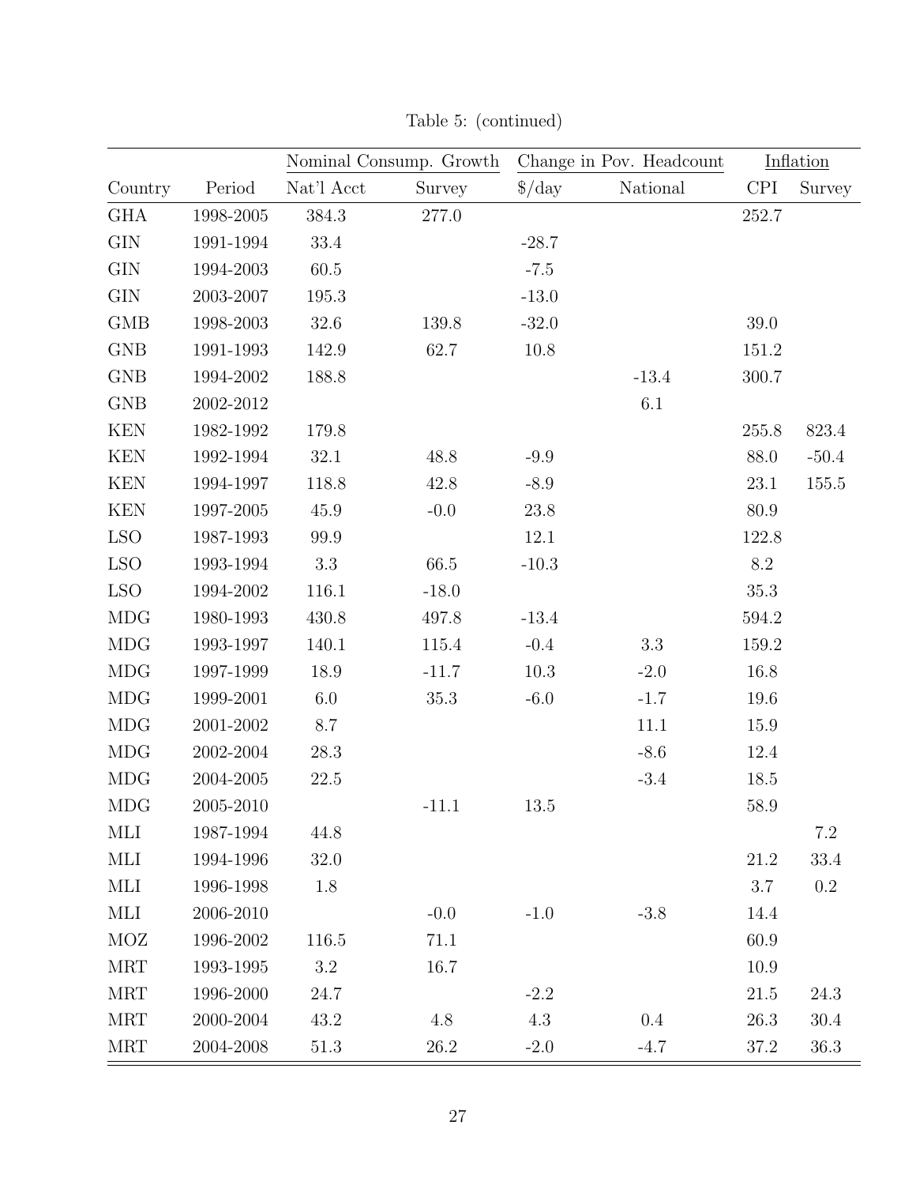Table 5: (continued)

| | | Nominal Consump. Growth | | Change in Pov. Headcount | | Inflation | |
|---|---|---|---|---|---|---|---|
| Country | Period | Nat'l Acct | Survey | $/day | National | CPI | Survey |
| GHA | 1998-2005 | 384.3 | 277.0 | | | 252.7 | |
| GIN | 1991-1994 | 33.4 | | -28.7 | | | |
| GIN | 1994-2003 | 60.5 | | -7.5 | | | |
| GIN | 2003-2007 | 195.3 | | -13.0 | | | |
| GMB | 1998-2003 | 32.6 | 139.8 | -32.0 | | 39.0 | |
| GNB | 1991-1993 | 142.9 | 62.7 | 10.8 | | 151.2 | |
| GNB | 1994-2002 | 188.8 | | | -13.4 | 300.7 | |
| GNB | 2002-2012 | | | | 6.1 | | |
| KEN | 1982-1992 | 179.8 | | | | 255.8 | 823.4 |
| KEN | 1992-1994 | 32.1 | 48.8 | -9.9 | | 88.0 | -50.4 |
| KEN | 1994-1997 | 118.8 | 42.8 | -8.9 | | 23.1 | 155.5 |
| KEN | 1997-2005 | 45.9 | -0.0 | 23.8 | | 80.9 | |
| LSO | 1987-1993 | 99.9 | | 12.1 | | 122.8 | |
| LSO | 1993-1994 | 3.3 | 66.5 | -10.3 | | 8.2 | |
| LSO | 1994-2002 | 116.1 | -18.0 | | | 35.3 | |
| MDG | 1980-1993 | 430.8 | 497.8 | -13.4 | | 594.2 | |
| MDG | 1993-1997 | 140.1 | 115.4 | -0.4 | 3.3 | 159.2 | |
| MDG | 1997-1999 | 18.9 | -11.7 | 10.3 | -2.0 | 16.8 | |
| MDG | 1999-2001 | 6.0 | 35.3 | -6.0 | -1.7 | 19.6 | |
| MDG | 2001-2002 | 8.7 | | | 11.1 | 15.9 | |
| MDG | 2002-2004 | 28.3 | | | -8.6 | 12.4 | |
| MDG | 2004-2005 | 22.5 | | | -3.4 | 18.5 | |
| MDG | 2005-2010 | | -11.1 | 13.5 | | 58.9 | |
| MLI | 1987-1994 | 44.8 | | | | | 7.2 |
| MLI | 1994-1996 | 32.0 | | | | 21.2 | 33.4 |
| MLI | 1996-1998 | 1.8 | | | | 3.7 | 0.2 |
| MLI | 2006-2010 | | -0.0 | -1.0 | -3.8 | 14.4 | |
| MOZ | 1996-2002 | 116.5 | 71.1 | | | 60.9 | |
| MRT | 1993-1995 | 3.2 | 16.7 | | | 10.9 | |
| MRT | 1996-2000 | 24.7 | | -2.2 | | 21.5 | 24.3 |
| MRT | 2000-2004 | 43.2 | 4.8 | 4.3 | 0.4 | 26.3 | 30.4 |
| MRT | 2004-2008 | 51.3 | 26.2 | -2.0 | -4.7 | 37.2 | 36.3 |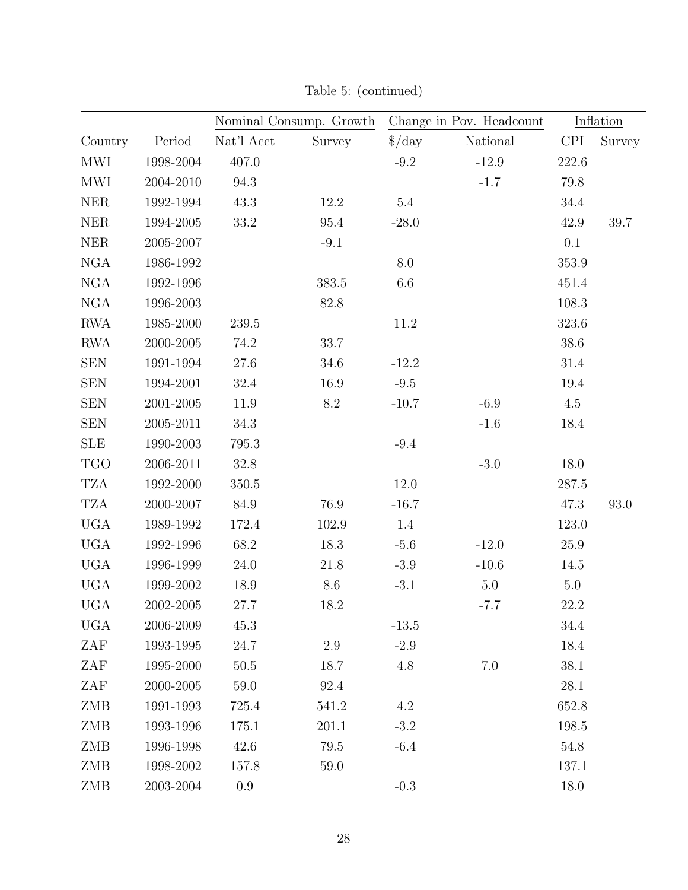Table 5: (continued)

| | | Nominal Consump. Growth | | Change in Pov. Headcount | | Inflation | |
|---|---|---|---|---|---|---|---|
| Country | Period | Nat'l Acct | Survey | $/day | National | CPI | Survey |
| MWI | 1998-2004 | 407.0 | | -9.2 | -12.9 | 222.6 | |
| MWI | 2004-2010 | 94.3 | | | -1.7 | 79.8 | |
| NER | 1992-1994 | 43.3 | 12.2 | 5.4 | | 34.4 | |
| NER | 1994-2005 | 33.2 | 95.4 | -28.0 | | 42.9 | 39.7 |
| NER | 2005-2007 | | -9.1 | | | 0.1 | |
| NGA | 1986-1992 | | | 8.0 | | 353.9 | |
| NGA | 1992-1996 | | 383.5 | 6.6 | | 451.4 | |
| NGA | 1996-2003 | | 82.8 | | | 108.3 | |
| RWA | 1985-2000 | 239.5 | | 11.2 | | 323.6 | |
| RWA | 2000-2005 | 74.2 | 33.7 | | | 38.6 | |
| SEN | 1991-1994 | 27.6 | 34.6 | -12.2 | | 31.4 | |
| SEN | 1994-2001 | 32.4 | 16.9 | -9.5 | | 19.4 | |
| SEN | 2001-2005 | 11.9 | 8.2 | -10.7 | -6.9 | 4.5 | |
| SEN | 2005-2011 | 34.3 | | | -1.6 | 18.4 | |
| SLE | 1990-2003 | 795.3 | | -9.4 | | | |
| TGO | 2006-2011 | 32.8 | | | -3.0 | 18.0 | |
| TZA | 1992-2000 | 350.5 | | 12.0 | | 287.5 | |
| TZA | 2000-2007 | 84.9 | 76.9 | -16.7 | | 47.3 | 93.0 |
| UGA | 1989-1992 | 172.4 | 102.9 | 1.4 | | 123.0 | |
| UGA | 1992-1996 | 68.2 | 18.3 | -5.6 | -12.0 | 25.9 | |
| UGA | 1996-1999 | 24.0 | 21.8 | -3.9 | -10.6 | 14.5 | |
| UGA | 1999-2002 | 18.9 | 8.6 | -3.1 | 5.0 | 5.0 | |
| UGA | 2002-2005 | 27.7 | 18.2 | | -7.7 | 22.2 | |
| UGA | 2006-2009 | 45.3 | | -13.5 | | 34.4 | |
| ZAF | 1993-1995 | 24.7 | 2.9 | -2.9 | | 18.4 | |
| ZAF | 1995-2000 | 50.5 | 18.7 | 4.8 | 7.0 | 38.1 | |
| ZAF | 2000-2005 | 59.0 | 92.4 | | | 28.1 | |
| ZMB | 1991-1993 | 725.4 | 541.2 | 4.2 | | 652.8 | |
| ZMB | 1993-1996 | 175.1 | 201.1 | -3.2 | | 198.5 | |
| ZMB | 1996-1998 | 42.6 | 79.5 | -6.4 | | 54.8 | |
| ZMB | 1998-2002 | 157.8 | 59.0 | | | 137.1 | |
| ZMB | 2003-2004 | 0.9 | | -0.3 | | 18.0 | |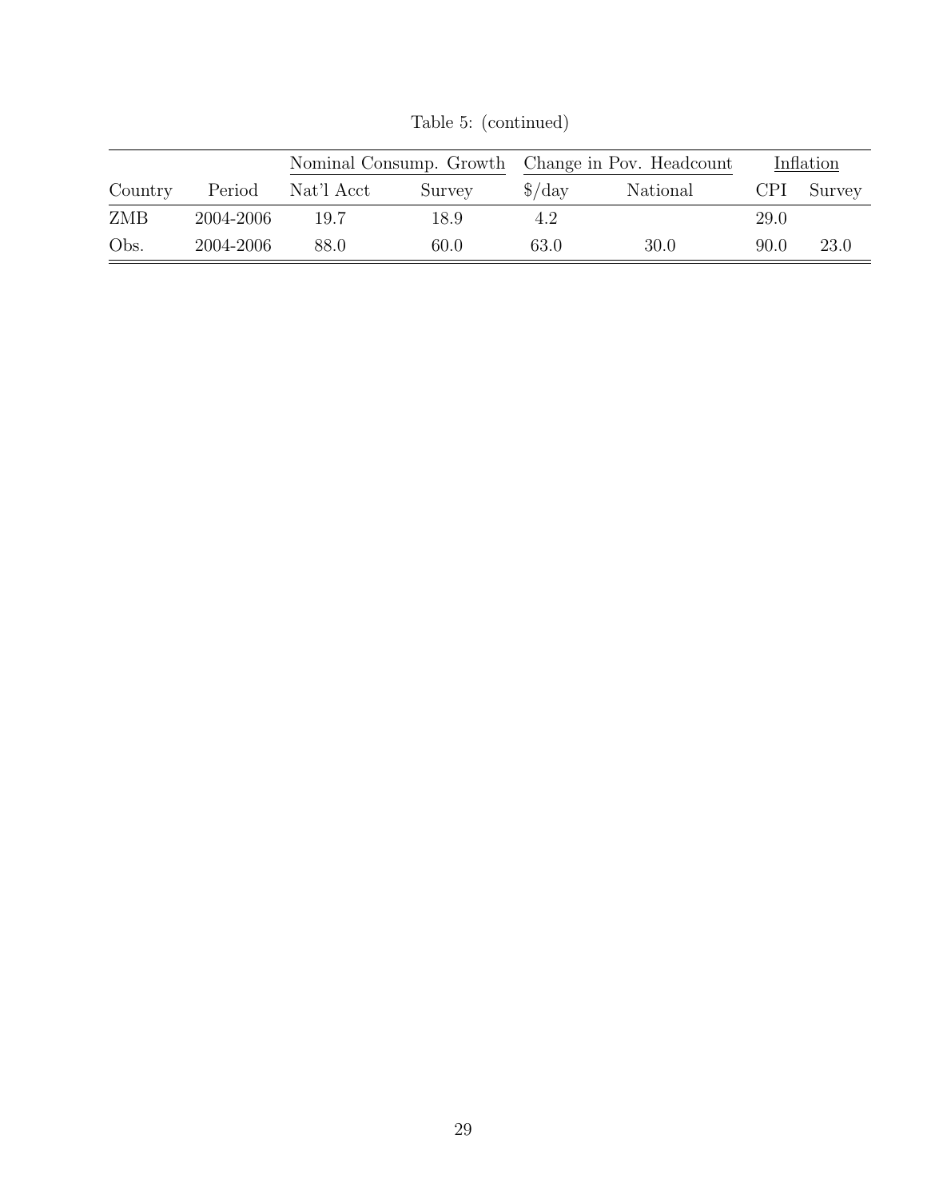Table 5: (continued)

| | | Nominal Consump. Growth | | Change in Pov. Headcount | | Inflation | |
|---|---|---|---|---|---|---|---|
| Country | Period | Nat'l Acct | Survey | $/day | National | CPI | Survey |
| ZMB | 2004-2006 | 19.7 | 18.9 | 4.2 | | 29.0 | |
| Obs. | 2004-2006 | 88.0 | 60.0 | 63.0 | 30.0 | 90.0 | 23.0 |